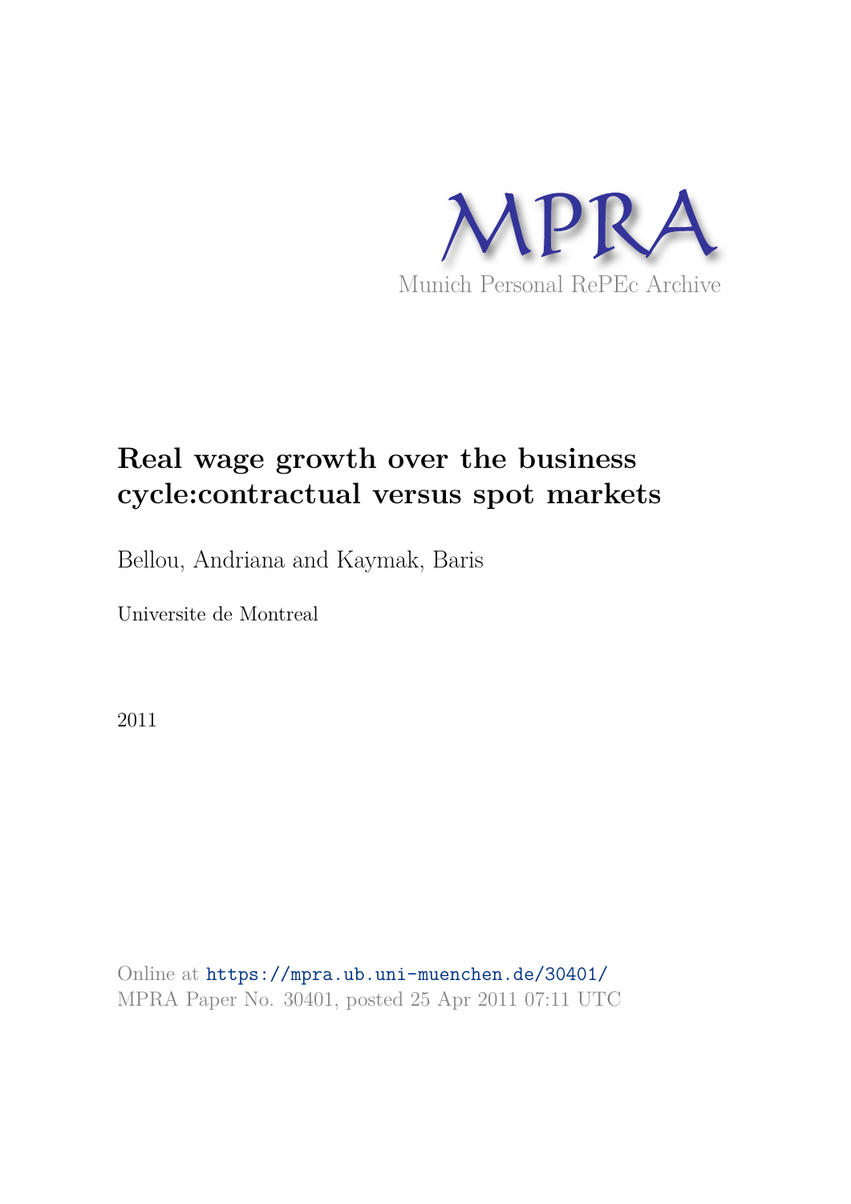MPRA

Munich Personal RePEc Archive

# Real wage growth over the business cycle:contractual versus spot markets

Bellou, Andriana and Kaymak, Baris

Universite de Montreal

2011

Online at https://mpra.ub.uni-muenchen.de/30401/

MPRA Paper No. 30401, posted 25 Apr 2011 07:11 UTC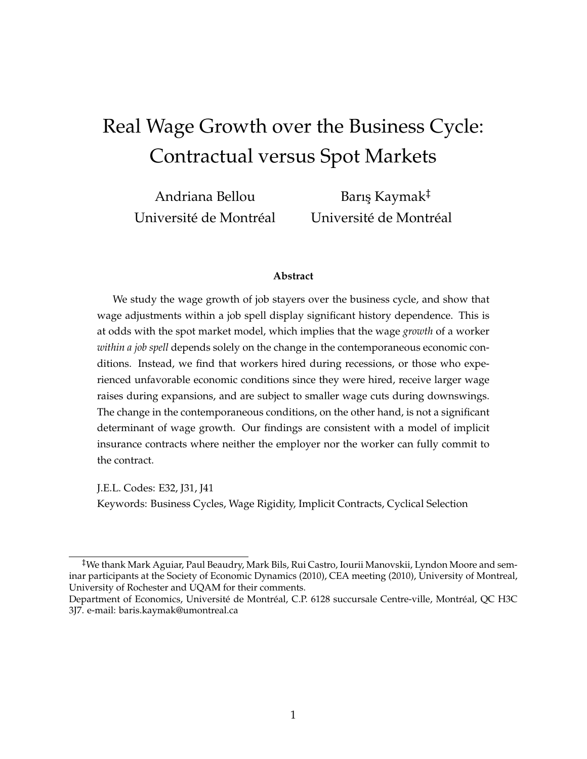# Real Wage Growth over the Business Cycle: Contractual versus Spot Markets

Andriana Bellou
Université de Montréal

Barış Kaymak[‡]
Université de Montréal

**Abstract**

We study the wage growth of job stayers over the business cycle, and show that wage adjustments within a job spell display significant history dependence. This is at odds with the spot market model, which implies that the wage *growth* of a worker *within a job spell* depends solely on the change in the contemporaneous economic conditions. Instead, we find that workers hired during recessions, or those who experienced unfavorable economic conditions since they were hired, receive larger wage raises during expansions, and are subject to smaller wage cuts during downswings. The change in the contemporaneous conditions, on the other hand, is not a significant determinant of wage growth. Our findings are consistent with a model of implicit insurance contracts where neither the employer nor the worker can fully commit to the contract.

J.E.L. Codes: E32, J31, J41
Keywords: Business Cycles, Wage Rigidity, Implicit Contracts, Cyclical Selection

---

[‡]We thank Mark Aguiar, Paul Beaudry, Mark Bils, Rui Castro, Iourii Manovskii, Lyndon Moore and seminar participants at the Society of Economic Dynamics (2010), CEA meeting (2010), University of Montreal, University of Rochester and UQAM for their comments.
Department of Economics, Université de Montréal, C.P. 6128 succursale Centre-ville, Montréal, QC H3C 3J7. e-mail: baris.kaymak@umontreal.ca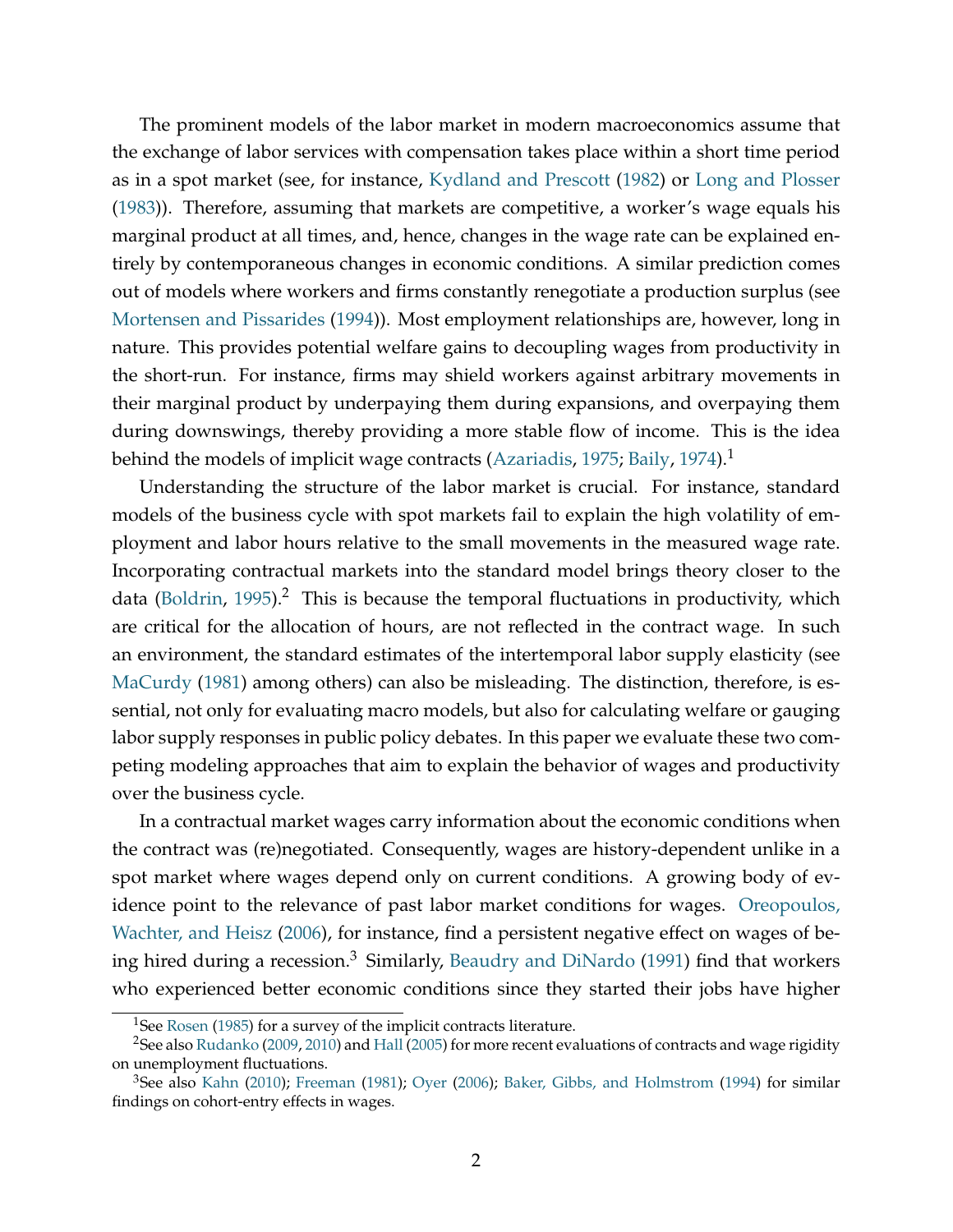The prominent models of the labor market in modern macroeconomics assume that the exchange of labor services with compensation takes place within a short time period as in a spot market (see, for instance, Kydland and Prescott (1982) or Long and Plosser (1983)). Therefore, assuming that markets are competitive, a worker's wage equals his marginal product at all times, and, hence, changes in the wage rate can be explained entirely by contemporaneous changes in economic conditions. A similar prediction comes out of models where workers and firms constantly renegotiate a production surplus (see Mortensen and Pissarides (1994)). Most employment relationships are, however, long in nature. This provides potential welfare gains to decoupling wages from productivity in the short-run. For instance, firms may shield workers against arbitrary movements in their marginal product by underpaying them during expansions, and overpaying them during downswings, thereby providing a more stable flow of income. This is the idea behind the models of implicit wage contracts (Azariadis, 1975; Baily, 1974).[1]

Understanding the structure of the labor market is crucial. For instance, standard models of the business cycle with spot markets fail to explain the high volatility of employment and labor hours relative to the small movements in the measured wage rate. Incorporating contractual markets into the standard model brings theory closer to the data (Boldrin, 1995).[2] This is because the temporal fluctuations in productivity, which are critical for the allocation of hours, are not reflected in the contract wage. In such an environment, the standard estimates of the intertemporal labor supply elasticity (see MaCurdy (1981) among others) can also be misleading. The distinction, therefore, is essential, not only for evaluating macro models, but also for calculating welfare or gauging labor supply responses in public policy debates. In this paper we evaluate these two competing modeling approaches that aim to explain the behavior of wages and productivity over the business cycle.

In a contractual market wages carry information about the economic conditions when the contract was (re)negotiated. Consequently, wages are history-dependent unlike in a spot market where wages depend only on current conditions. A growing body of evidence point to the relevance of past labor market conditions for wages. Oreopoulos, Wachter, and Heisz (2006), for instance, find a persistent negative effect on wages of being hired during a recession.[3] Similarly, Beaudry and DiNardo (1991) find that workers who experienced better economic conditions since they started their jobs have higher

[1] See Rosen (1985) for a survey of the implicit contracts literature.

[2] See also Rudanko (2009, 2010) and Hall (2005) for more recent evaluations of contracts and wage rigidity on unemployment fluctuations.

[3] See also Kahn (2010); Freeman (1981); Oyer (2006); Baker, Gibbs, and Holmstrom (1994) for similar findings on cohort-entry effects in wages.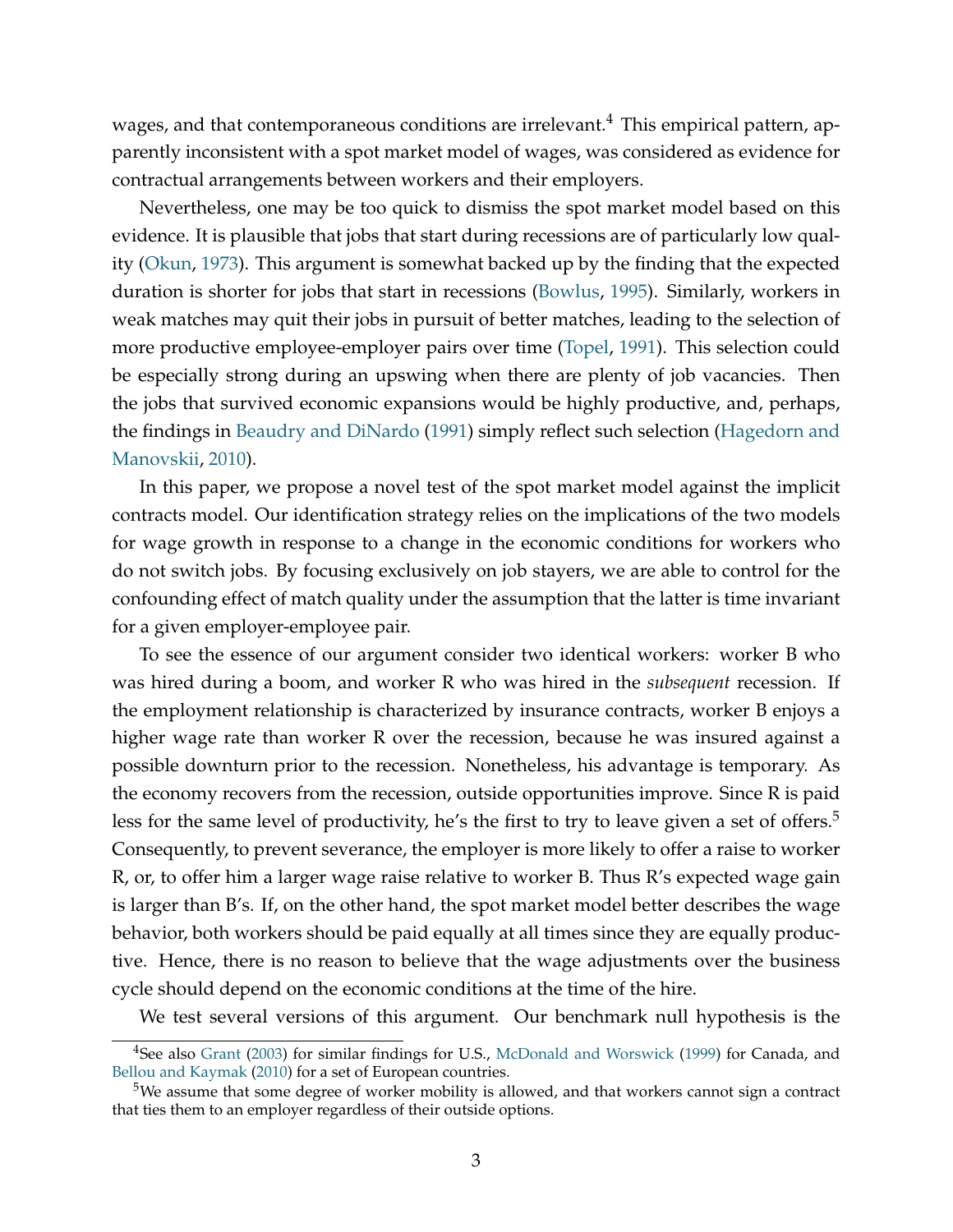wages, and that contemporaneous conditions are irrelevant.[4] This empirical pattern, apparently inconsistent with a spot market model of wages, was considered as evidence for contractual arrangements between workers and their employers.

Nevertheless, one may be too quick to dismiss the spot market model based on this evidence. It is plausible that jobs that start during recessions are of particularly low quality (Okun, 1973). This argument is somewhat backed up by the finding that the expected duration is shorter for jobs that start in recessions (Bowlus, 1995). Similarly, workers in weak matches may quit their jobs in pursuit of better matches, leading to the selection of more productive employee-employer pairs over time (Topel, 1991). This selection could be especially strong during an upswing when there are plenty of job vacancies. Then the jobs that survived economic expansions would be highly productive, and, perhaps, the findings in Beaudry and DiNardo (1991) simply reflect such selection (Hagedorn and Manovskii, 2010).

In this paper, we propose a novel test of the spot market model against the implicit contracts model. Our identification strategy relies on the implications of the two models for wage growth in response to a change in the economic conditions for workers who do not switch jobs. By focusing exclusively on job stayers, we are able to control for the confounding effect of match quality under the assumption that the latter is time invariant for a given employer-employee pair.

To see the essence of our argument consider two identical workers: worker B who was hired during a boom, and worker R who was hired in the *subsequent* recession. If the employment relationship is characterized by insurance contracts, worker B enjoys a higher wage rate than worker R over the recession, because he was insured against a possible downturn prior to the recession. Nonetheless, his advantage is temporary. As the economy recovers from the recession, outside opportunities improve. Since R is paid less for the same level of productivity, he's the first to try to leave given a set of offers.[5] Consequently, to prevent severance, the employer is more likely to offer a raise to worker R, or, to offer him a larger wage raise relative to worker B. Thus R's expected wage gain is larger than B's. If, on the other hand, the spot market model better describes the wage behavior, both workers should be paid equally at all times since they are equally productive. Hence, there is no reason to believe that the wage adjustments over the business cycle should depend on the economic conditions at the time of the hire.

We test several versions of this argument. Our benchmark null hypothesis is the

[4] See also Grant (2003) for similar findings for U.S., McDonald and Worswick (1999) for Canada, and Bellou and Kaymak (2010) for a set of European countries.

[5] We assume that some degree of worker mobility is allowed, and that workers cannot sign a contract that ties them to an employer regardless of their outside options.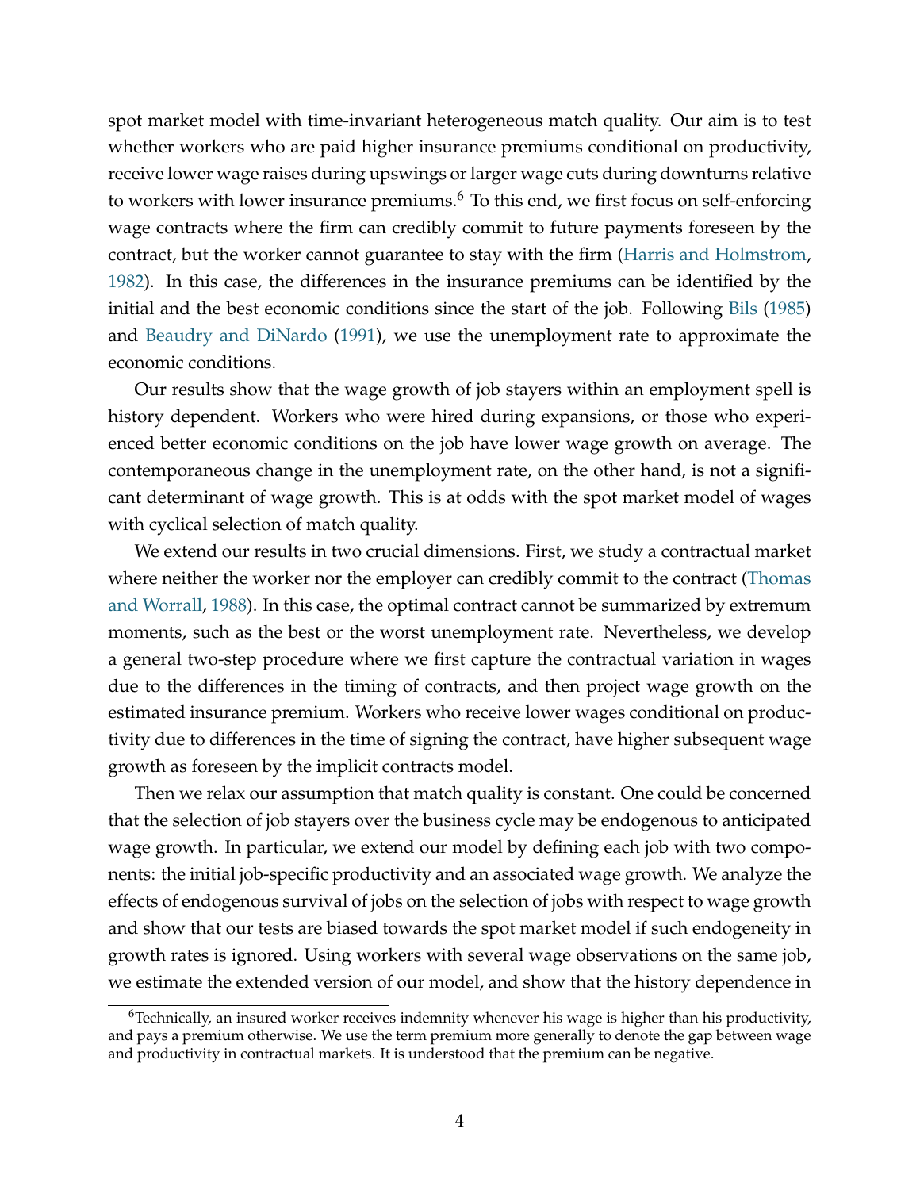spot market model with time-invariant heterogeneous match quality. Our aim is to test whether workers who are paid higher insurance premiums conditional on productivity, receive lower wage raises during upswings or larger wage cuts during downturns relative to workers with lower insurance premiums.[6] To this end, we first focus on self-enforcing wage contracts where the firm can credibly commit to future payments foreseen by the contract, but the worker cannot guarantee to stay with the firm (Harris and Holmstrom, 1982). In this case, the differences in the insurance premiums can be identified by the initial and the best economic conditions since the start of the job. Following Bils (1985) and Beaudry and DiNardo (1991), we use the unemployment rate to approximate the economic conditions.

Our results show that the wage growth of job stayers within an employment spell is history dependent. Workers who were hired during expansions, or those who experienced better economic conditions on the job have lower wage growth on average. The contemporaneous change in the unemployment rate, on the other hand, is not a significant determinant of wage growth. This is at odds with the spot market model of wages with cyclical selection of match quality.

We extend our results in two crucial dimensions. First, we study a contractual market where neither the worker nor the employer can credibly commit to the contract (Thomas and Worrall, 1988). In this case, the optimal contract cannot be summarized by extremum moments, such as the best or the worst unemployment rate. Nevertheless, we develop a general two-step procedure where we first capture the contractual variation in wages due to the differences in the timing of contracts, and then project wage growth on the estimated insurance premium. Workers who receive lower wages conditional on productivity due to differences in the time of signing the contract, have higher subsequent wage growth as foreseen by the implicit contracts model.

Then we relax our assumption that match quality is constant. One could be concerned that the selection of job stayers over the business cycle may be endogenous to anticipated wage growth. In particular, we extend our model by defining each job with two components: the initial job-specific productivity and an associated wage growth. We analyze the effects of endogenous survival of jobs on the selection of jobs with respect to wage growth and show that our tests are biased towards the spot market model if such endogeneity in growth rates is ignored. Using workers with several wage observations on the same job, we estimate the extended version of our model, and show that the history dependence in

[6] Technically, an insured worker receives indemnity whenever his wage is higher than his productivity, and pays a premium otherwise. We use the term premium more generally to denote the gap between wage and productivity in contractual markets. It is understood that the premium can be negative.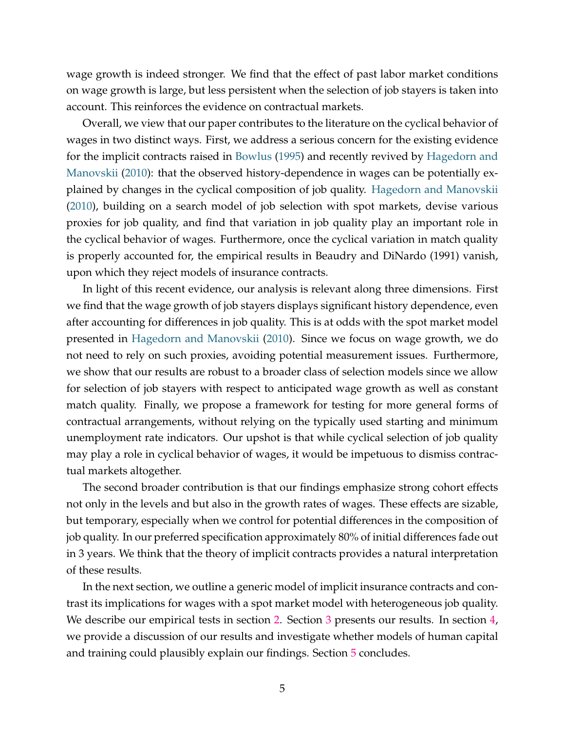wage growth is indeed stronger. We find that the effect of past labor market conditions on wage growth is large, but less persistent when the selection of job stayers is taken into account. This reinforces the evidence on contractual markets.

Overall, we view that our paper contributes to the literature on the cyclical behavior of wages in two distinct ways. First, we address a serious concern for the existing evidence for the implicit contracts raised in Bowlus (1995) and recently revived by Hagedorn and Manovskii (2010): that the observed history-dependence in wages can be potentially explained by changes in the cyclical composition of job quality. Hagedorn and Manovskii (2010), building on a search model of job selection with spot markets, devise various proxies for job quality, and find that variation in job quality play an important role in the cyclical behavior of wages. Furthermore, once the cyclical variation in match quality is properly accounted for, the empirical results in Beaudry and DiNardo (1991) vanish, upon which they reject models of insurance contracts.

In light of this recent evidence, our analysis is relevant along three dimensions. First we find that the wage growth of job stayers displays significant history dependence, even after accounting for differences in job quality. This is at odds with the spot market model presented in Hagedorn and Manovskii (2010). Since we focus on wage growth, we do not need to rely on such proxies, avoiding potential measurement issues. Furthermore, we show that our results are robust to a broader class of selection models since we allow for selection of job stayers with respect to anticipated wage growth as well as constant match quality. Finally, we propose a framework for testing for more general forms of contractual arrangements, without relying on the typically used starting and minimum unemployment rate indicators. Our upshot is that while cyclical selection of job quality may play a role in cyclical behavior of wages, it would be impetuous to dismiss contractual markets altogether.

The second broader contribution is that our findings emphasize strong cohort effects not only in the levels and but also in the growth rates of wages. These effects are sizable, but temporary, especially when we control for potential differences in the composition of job quality. In our preferred specification approximately 80% of initial differences fade out in 3 years. We think that the theory of implicit contracts provides a natural interpretation of these results.

In the next section, we outline a generic model of implicit insurance contracts and contrast its implications for wages with a spot market model with heterogeneous job quality. We describe our empirical tests in section 2. Section 3 presents our results. In section 4, we provide a discussion of our results and investigate whether models of human capital and training could plausibly explain our findings. Section 5 concludes.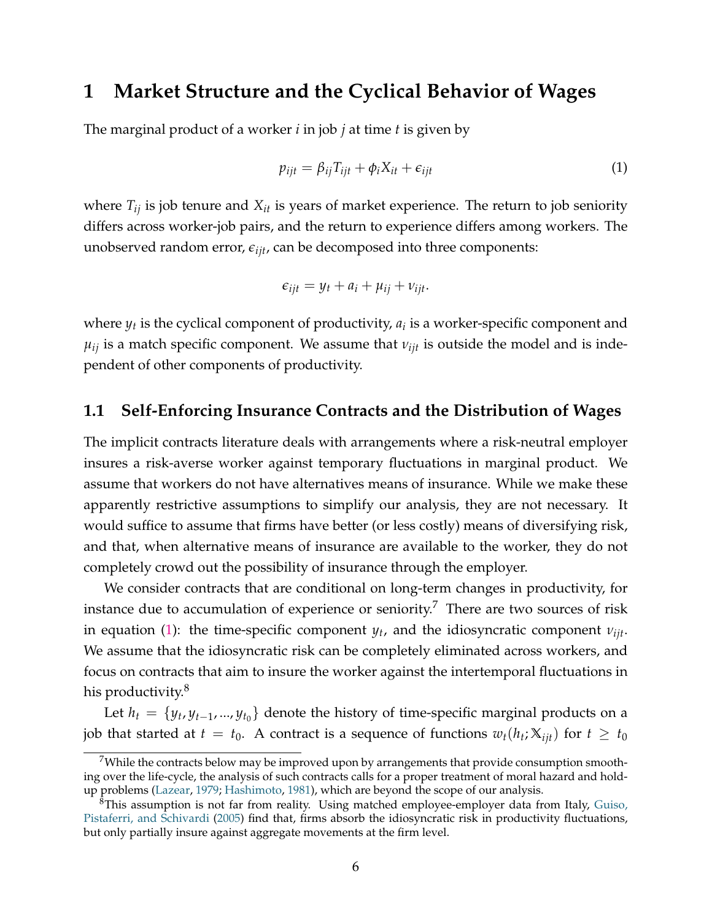# 1 Market Structure and the Cyclical Behavior of Wages

The marginal product of a worker $i$ in job $j$ at time $t$ is given by

$$p_{ijt} = \beta_{ij} T_{ijt} + \phi_i X_{it} + \epsilon_{ijt} \tag{1}$$

where $T_{ij}$ is job tenure and $X_{it}$ is years of market experience. The return to job seniority differs across worker-job pairs, and the return to experience differs among workers. The unobserved random error, $\epsilon_{ijt}$, can be decomposed into three components:

$$\epsilon_{ijt} = y_t + a_i + \mu_{ij} + \nu_{ijt}.$$

where $y_t$ is the cyclical component of productivity, $a_i$ is a worker-specific component and $\mu_{ij}$ is a match specific component. We assume that $\nu_{ijt}$ is outside the model and is independent of other components of productivity.

## 1.1 Self-Enforcing Insurance Contracts and the Distribution of Wages

The implicit contracts literature deals with arrangements where a risk-neutral employer insures a risk-averse worker against temporary fluctuations in marginal product. We assume that workers do not have alternatives means of insurance. While we make these apparently restrictive assumptions to simplify our analysis, they are not necessary. It would suffice to assume that firms have better (or less costly) means of diversifying risk, and that, when alternative means of insurance are available to the worker, they do not completely crowd out the possibility of insurance through the employer.

We consider contracts that are conditional on long-term changes in productivity, for instance due to accumulation of experience or seniority.[7] There are two sources of risk in equation (1): the time-specific component $y_t$, and the idiosyncratic component $\nu_{ijt}$. We assume that the idiosyncratic risk can be completely eliminated across workers, and focus on contracts that aim to insure the worker against the intertemporal fluctuations in his productivity.[8]

Let $h_t = \{y_t, y_{t-1}, ..., y_{t_0}\}$ denote the history of time-specific marginal products on a job that started at $t = t_0$. A contract is a sequence of functions $w_t(h_t; \mathbb{X}_{ijt})$ for $t \geq t_0$

[7] While the contracts below may be improved upon by arrangements that provide consumption smoothing over the life-cycle, the analysis of such contracts calls for a proper treatment of moral hazard and hold-up problems (Lazear, 1979; Hashimoto, 1981), which are beyond the scope of our analysis.

[8] This assumption is not far from reality. Using matched employee-employer data from Italy, Guiso, Pistaferri, and Schivardi (2005) find that, firms absorb the idiosyncratic risk in productivity fluctuations, but only partially insure against aggregate movements at the firm level.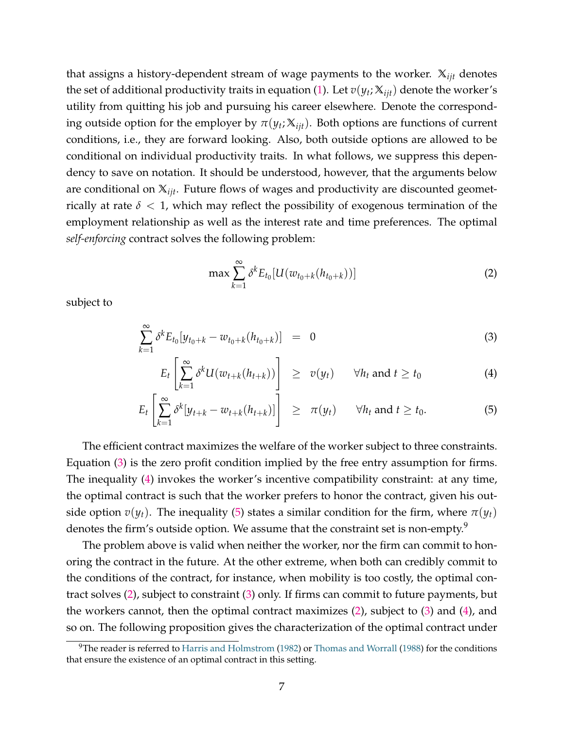that assigns a history-dependent stream of wage payments to the worker. $\mathbb{X}_{ijt}$ denotes the set of additional productivity traits in equation (1). Let $v(y_t; \mathbb{X}_{ijt})$ denote the worker's utility from quitting his job and pursuing his career elsewhere. Denote the corresponding outside option for the employer by $\pi(y_t; \mathbb{X}_{ijt})$. Both options are functions of current conditions, i.e., they are forward looking. Also, both outside options are allowed to be conditional on individual productivity traits. In what follows, we suppress this dependency to save on notation. It should be understood, however, that the arguments below are conditional on $\mathbb{X}_{ijt}$. Future flows of wages and productivity are discounted geometrically at rate $\delta < 1$, which may reflect the possibility of exogenous termination of the employment relationship as well as the interest rate and time preferences. The optimal *self-enforcing* contract solves the following problem:

$$\max \sum_{k=1}^{\infty} \delta^k E_{t_0}[U(w_{t_0+k}(h_{t_0+k}))] \tag{2}$$

subject to

$$\sum_{k=1}^{\infty} \delta^k E_{t_0}[y_{t_0+k} - w_{t_0+k}(h_{t_0+k})] \quad = \quad 0 \tag{3}$$

$$E_t\left[\sum_{k=1}^{\infty} \delta^k U(w_{t+k}(h_{t+k}))\right] \quad \geq \quad v(y_t) \qquad \forall h_t \text{ and } t \geq t_0 \tag{4}$$

$$E_t\left[\sum_{k=1}^{\infty} \delta^k [y_{t+k} - w_{t+k}(h_{t+k})]\right] \quad \geq \quad \pi(y_t) \qquad \forall h_t \text{ and } t \geq t_0. \tag{5}$$

The efficient contract maximizes the welfare of the worker subject to three constraints. Equation (3) is the zero profit condition implied by the free entry assumption for firms. The inequality (4) invokes the worker's incentive compatibility constraint: at any time, the optimal contract is such that the worker prefers to honor the contract, given his outside option $v(y_t)$. The inequality (5) states a similar condition for the firm, where $\pi(y_t)$ denotes the firm's outside option. We assume that the constraint set is non-empty.[9]

The problem above is valid when neither the worker, nor the firm can commit to honoring the contract in the future. At the other extreme, when both can credibly commit to the conditions of the contract, for instance, when mobility is too costly, the optimal contract solves (2), subject to constraint (3) only. If firms can commit to future payments, but the workers cannot, then the optimal contract maximizes (2), subject to (3) and (4), and so on. The following proposition gives the characterization of the optimal contract under

[9] The reader is referred to Harris and Holmstrom (1982) or Thomas and Worrall (1988) for the conditions that ensure the existence of an optimal contract in this setting.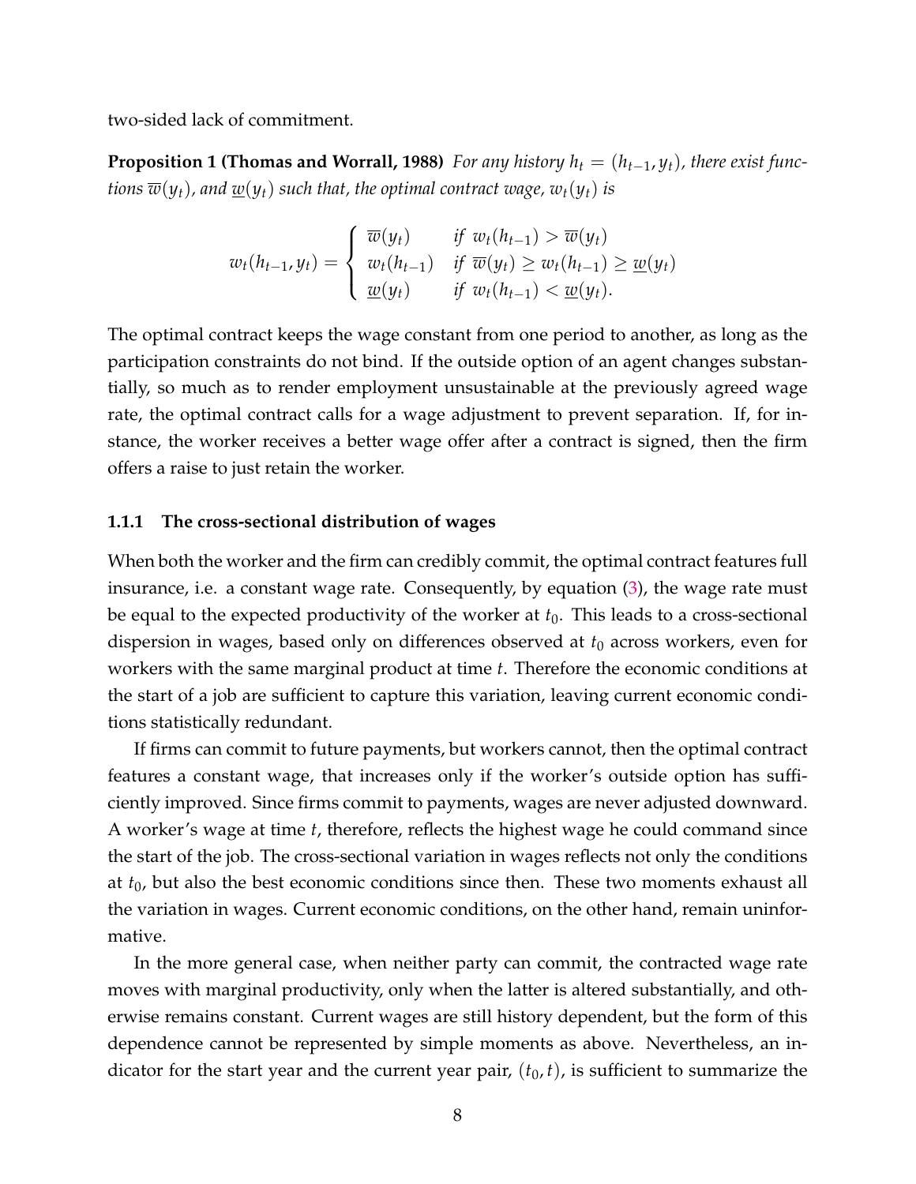two-sided lack of commitment.

**Proposition 1 (Thomas and Worrall, 1988)** *For any history $h_t = (h_{t-1}, y_t)$, there exist functions $\overline{w}(y_t)$, and $\underline{w}(y_t)$ such that, the optimal contract wage, $w_t(y_t)$ is*

$$w_t(h_{t-1}, y_t) = \begin{cases} \overline{w}(y_t) & \text{if } w_t(h_{t-1}) > \overline{w}(y_t) \\ w_t(h_{t-1}) & \text{if } \overline{w}(y_t) \geq w_t(h_{t-1}) \geq \underline{w}(y_t) \\ \underline{w}(y_t) & \text{if } w_t(h_{t-1}) < \underline{w}(y_t). \end{cases}$$

The optimal contract keeps the wage constant from one period to another, as long as the participation constraints do not bind. If the outside option of an agent changes substantially, so much as to render employment unsustainable at the previously agreed wage rate, the optimal contract calls for a wage adjustment to prevent separation. If, for instance, the worker receives a better wage offer after a contract is signed, then the firm offers a raise to just retain the worker.

### 1.1.1 The cross-sectional distribution of wages

When both the worker and the firm can credibly commit, the optimal contract features full insurance, i.e. a constant wage rate. Consequently, by equation (3), the wage rate must be equal to the expected productivity of the worker at $t_0$. This leads to a cross-sectional dispersion in wages, based only on differences observed at $t_0$ across workers, even for workers with the same marginal product at time $t$. Therefore the economic conditions at the start of a job are sufficient to capture this variation, leaving current economic conditions statistically redundant.

If firms can commit to future payments, but workers cannot, then the optimal contract features a constant wage, that increases only if the worker's outside option has sufficiently improved. Since firms commit to payments, wages are never adjusted downward. A worker's wage at time $t$, therefore, reflects the highest wage he could command since the start of the job. The cross-sectional variation in wages reflects not only the conditions at $t_0$, but also the best economic conditions since then. These two moments exhaust all the variation in wages. Current economic conditions, on the other hand, remain uninformative.

In the more general case, when neither party can commit, the contracted wage rate moves with marginal productivity, only when the latter is altered substantially, and otherwise remains constant. Current wages are still history dependent, but the form of this dependence cannot be represented by simple moments as above. Nevertheless, an indicator for the start year and the current year pair, $(t_0, t)$, is sufficient to summarize the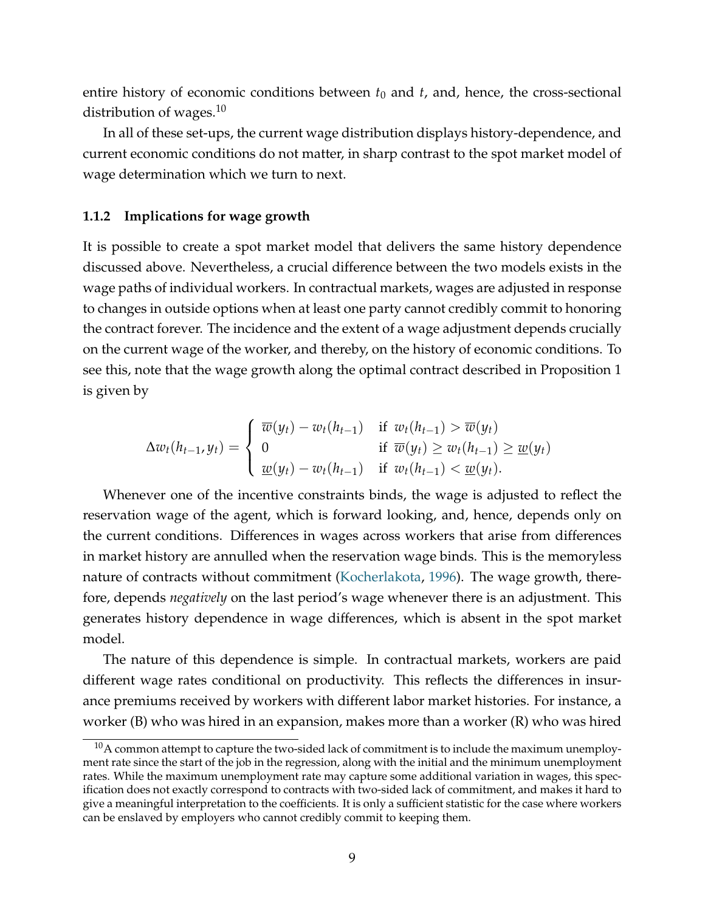entire history of economic conditions between $t_0$ and $t$, and, hence, the cross-sectional distribution of wages.[10]

In all of these set-ups, the current wage distribution displays history-dependence, and current economic conditions do not matter, in sharp contrast to the spot market model of wage determination which we turn to next.

### 1.1.2 Implications for wage growth

It is possible to create a spot market model that delivers the same history dependence discussed above. Nevertheless, a crucial difference between the two models exists in the wage paths of individual workers. In contractual markets, wages are adjusted in response to changes in outside options when at least one party cannot credibly commit to honoring the contract forever. The incidence and the extent of a wage adjustment depends crucially on the current wage of the worker, and thereby, on the history of economic conditions. To see this, note that the wage growth along the optimal contract described in Proposition 1 is given by

$$\Delta w_t(h_{t-1}, y_t) = \begin{cases} \overline{w}(y_t) - w_t(h_{t-1}) & \text{if } w_t(h_{t-1}) > \overline{w}(y_t) \\ 0 & \text{if } \overline{w}(y_t) \geq w_t(h_{t-1}) \geq \underline{w}(y_t) \\ \underline{w}(y_t) - w_t(h_{t-1}) & \text{if } w_t(h_{t-1}) < \underline{w}(y_t). \end{cases}$$

Whenever one of the incentive constraints binds, the wage is adjusted to reflect the reservation wage of the agent, which is forward looking, and, hence, depends only on the current conditions. Differences in wages across workers that arise from differences in market history are annulled when the reservation wage binds. This is the memoryless nature of contracts without commitment (Kocherlakota, 1996). The wage growth, therefore, depends *negatively* on the last period's wage whenever there is an adjustment. This generates history dependence in wage differences, which is absent in the spot market model.

The nature of this dependence is simple. In contractual markets, workers are paid different wage rates conditional on productivity. This reflects the differences in insurance premiums received by workers with different labor market histories. For instance, a worker (B) who was hired in an expansion, makes more than a worker (R) who was hired

[10] A common attempt to capture the two-sided lack of commitment is to include the maximum unemployment rate since the start of the job in the regression, along with the initial and the minimum unemployment rates. While the maximum unemployment rate may capture some additional variation in wages, this specification does not exactly correspond to contracts with two-sided lack of commitment, and makes it hard to give a meaningful interpretation to the coefficients. It is only a sufficient statistic for the case where workers can be enslaved by employers who cannot credibly commit to keeping them.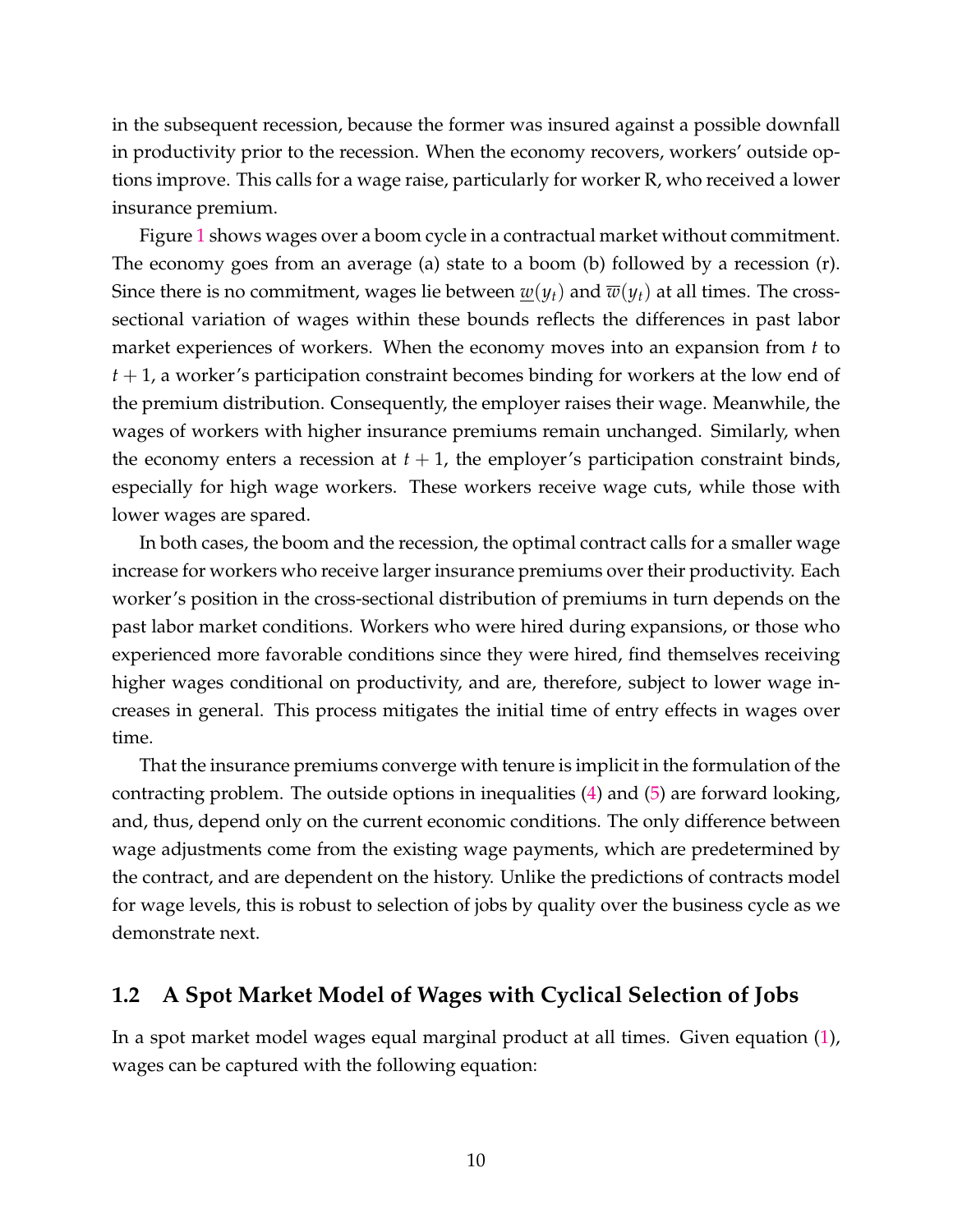in the subsequent recession, because the former was insured against a possible downfall in productivity prior to the recession. When the economy recovers, workers' outside options improve. This calls for a wage raise, particularly for worker R, who received a lower insurance premium.

Figure 1 shows wages over a boom cycle in a contractual market without commitment. The economy goes from an average (a) state to a boom (b) followed by a recession (r). Since there is no commitment, wages lie between $\underline{w}(y_t)$ and $\overline{w}(y_t)$ at all times. The cross-sectional variation of wages within these bounds reflects the differences in past labor market experiences of workers. When the economy moves into an expansion from $t$ to $t+1$, a worker's participation constraint becomes binding for workers at the low end of the premium distribution. Consequently, the employer raises their wage. Meanwhile, the wages of workers with higher insurance premiums remain unchanged. Similarly, when the economy enters a recession at $t+1$, the employer's participation constraint binds, especially for high wage workers. These workers receive wage cuts, while those with lower wages are spared.

In both cases, the boom and the recession, the optimal contract calls for a smaller wage increase for workers who receive larger insurance premiums over their productivity. Each worker's position in the cross-sectional distribution of premiums in turn depends on the past labor market conditions. Workers who were hired during expansions, or those who experienced more favorable conditions since they were hired, find themselves receiving higher wages conditional on productivity, and are, therefore, subject to lower wage increases in general. This process mitigates the initial time of entry effects in wages over time.

That the insurance premiums converge with tenure is implicit in the formulation of the contracting problem. The outside options in inequalities (4) and (5) are forward looking, and, thus, depend only on the current economic conditions. The only difference between wage adjustments come from the existing wage payments, which are predetermined by the contract, and are dependent on the history. Unlike the predictions of contracts model for wage levels, this is robust to selection of jobs by quality over the business cycle as we demonstrate next.

## 1.2 A Spot Market Model of Wages with Cyclical Selection of Jobs

In a spot market model wages equal marginal product at all times. Given equation (1), wages can be captured with the following equation: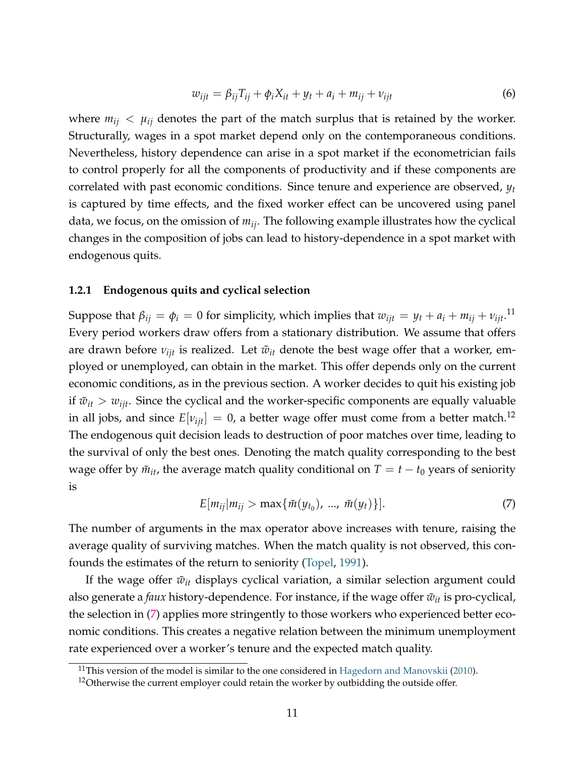$$w_{ijt} = \beta_{ij} T_{ij} + \phi_i X_{it} + y_t + a_i + m_{ij} + \nu_{ijt} \tag{6}$$

where $m_{ij} < \mu_{ij}$ denotes the part of the match surplus that is retained by the worker. Structurally, wages in a spot market depend only on the contemporaneous conditions. Nevertheless, history dependence can arise in a spot market if the econometrician fails to control properly for all the components of productivity and if these components are correlated with past economic conditions. Since tenure and experience are observed, $y_t$ is captured by time effects, and the fixed worker effect can be uncovered using panel data, we focus, on the omission of $m_{ij}$. The following example illustrates how the cyclical changes in the composition of jobs can lead to history-dependence in a spot market with endogenous quits.

### 1.2.1 Endogenous quits and cyclical selection

Suppose that $\beta_{ij} = \phi_i = 0$ for simplicity, which implies that $w_{ijt} = y_t + a_i + m_{ij} + \nu_{ijt}$.[11] Every period workers draw offers from a stationary distribution. We assume that offers are drawn before $\nu_{ijt}$ is realized. Let $\tilde{w}_{it}$ denote the best wage offer that a worker, employed or unemployed, can obtain in the market. This offer depends only on the current economic conditions, as in the previous section. A worker decides to quit his existing job if $\tilde{w}_{it} > w_{ijt}$. Since the cyclical and the worker-specific components are equally valuable in all jobs, and since $E[\nu_{ijt}] = 0$, a better wage offer must come from a better match.[12] The endogenous quit decision leads to destruction of poor matches over time, leading to the survival of only the best ones. Denoting the match quality corresponding to the best wage offer by $\tilde{m}_{it}$, the average match quality conditional on $T = t - t_0$ years of seniority is

$$E[m_{ij} | m_{ij} > \max\{\tilde{m}(y_{t_0}),\ ...,\ \tilde{m}(y_t)\}]. \tag{7}$$

The number of arguments in the max operator above increases with tenure, raising the average quality of surviving matches. When the match quality is not observed, this confounds the estimates of the return to seniority (Topel, 1991).

If the wage offer $\tilde{w}_{it}$ displays cyclical variation, a similar selection argument could also generate a *faux* history-dependence. For instance, if the wage offer $\tilde{w}_{it}$ is pro-cyclical, the selection in (7) applies more stringently to those workers who experienced better economic conditions. This creates a negative relation between the minimum unemployment rate experienced over a worker's tenure and the expected match quality.

[11] This version of the model is similar to the one considered in Hagedorn and Manovskii (2010).

[12] Otherwise the current employer could retain the worker by outbidding the outside offer.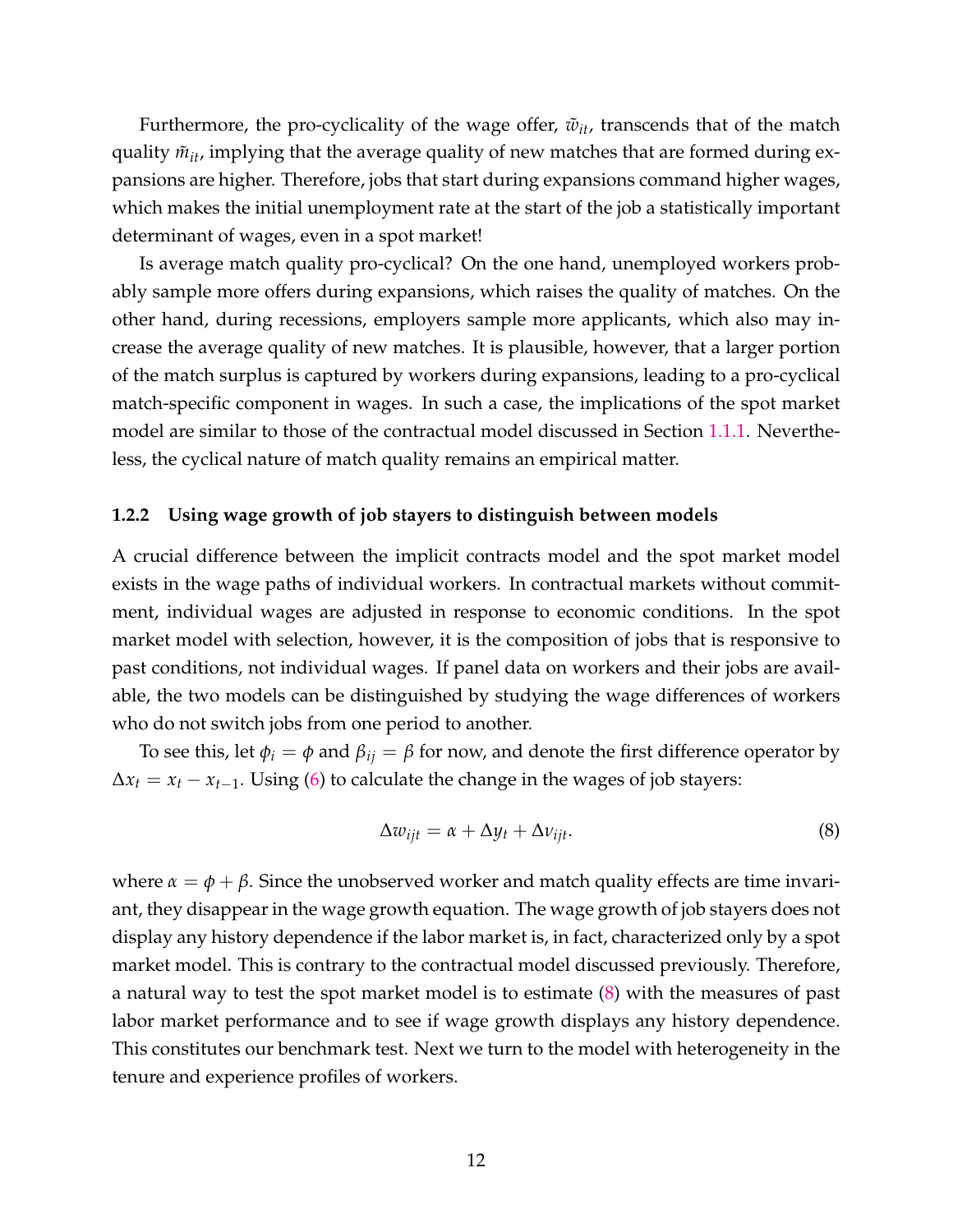Furthermore, the pro-cyclicality of the wage offer, $\tilde{w}_{it}$, transcends that of the match quality $\tilde{m}_{it}$, implying that the average quality of new matches that are formed during expansions are higher. Therefore, jobs that start during expansions command higher wages, which makes the initial unemployment rate at the start of the job a statistically important determinant of wages, even in a spot market!

Is average match quality pro-cyclical? On the one hand, unemployed workers probably sample more offers during expansions, which raises the quality of matches. On the other hand, during recessions, employers sample more applicants, which also may increase the average quality of new matches. It is plausible, however, that a larger portion of the match surplus is captured by workers during expansions, leading to a pro-cyclical match-specific component in wages. In such a case, the implications of the spot market model are similar to those of the contractual model discussed in Section 1.1.1. Nevertheless, the cyclical nature of match quality remains an empirical matter.

### 1.2.2 Using wage growth of job stayers to distinguish between models

A crucial difference between the implicit contracts model and the spot market model exists in the wage paths of individual workers. In contractual markets without commitment, individual wages are adjusted in response to economic conditions. In the spot market model with selection, however, it is the composition of jobs that is responsive to past conditions, not individual wages. If panel data on workers and their jobs are available, the two models can be distinguished by studying the wage differences of workers who do not switch jobs from one period to another.

To see this, let $\phi_i = \phi$ and $\beta_{ij} = \beta$ for now, and denote the first difference operator by $\Delta x_t = x_t - x_{t-1}$. Using (6) to calculate the change in the wages of job stayers:

$$\Delta w_{ijt} = \alpha + \Delta y_t + \Delta \nu_{ijt}. \tag{8}$$

where $\alpha = \phi + \beta$. Since the unobserved worker and match quality effects are time invariant, they disappear in the wage growth equation. The wage growth of job stayers does not display any history dependence if the labor market is, in fact, characterized only by a spot market model. This is contrary to the contractual model discussed previously. Therefore, a natural way to test the spot market model is to estimate (8) with the measures of past labor market performance and to see if wage growth displays any history dependence. This constitutes our benchmark test. Next we turn to the model with heterogeneity in the tenure and experience profiles of workers.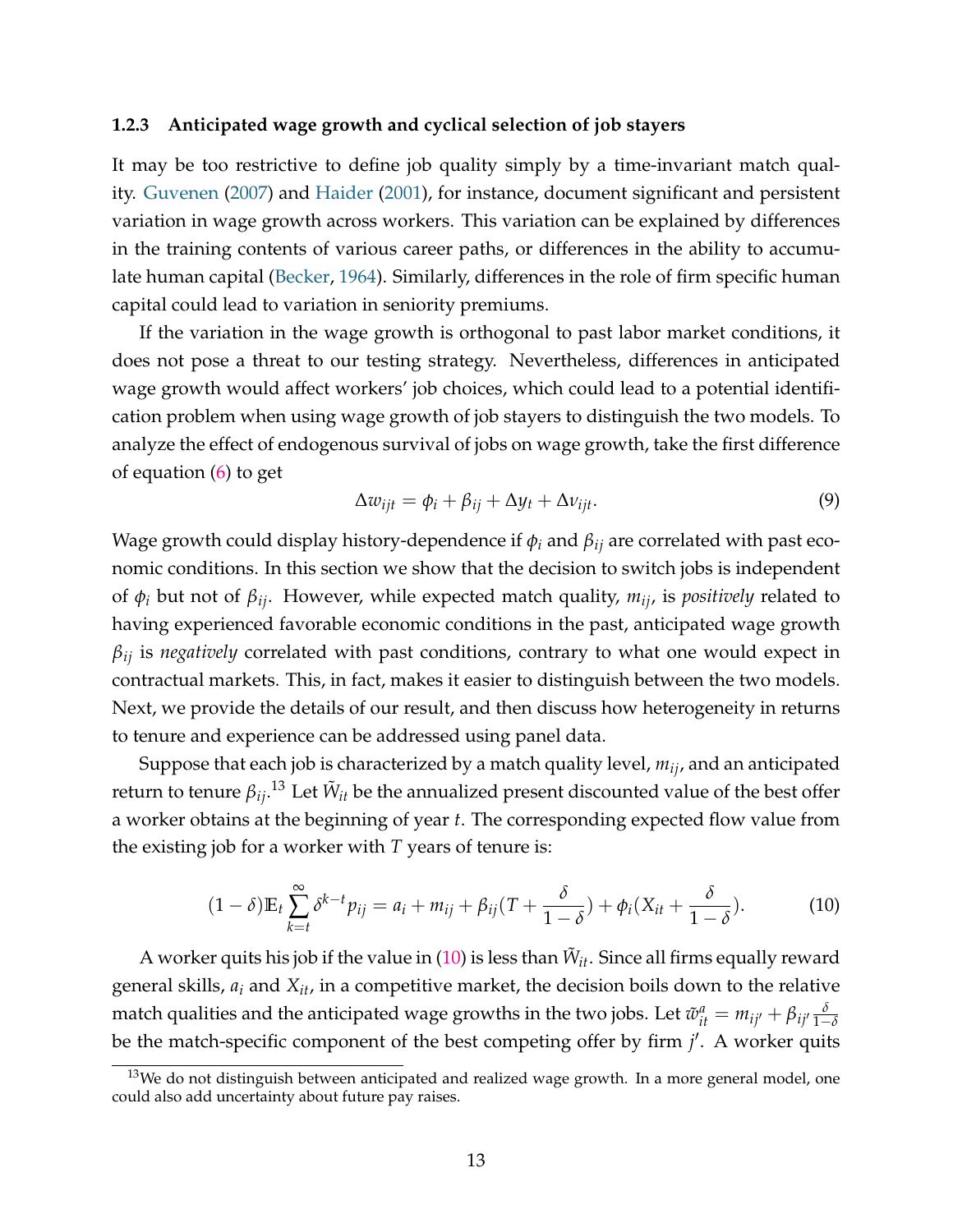### 1.2.3 Anticipated wage growth and cyclical selection of job stayers

It may be too restrictive to define job quality simply by a time-invariant match quality. Guvenen (2007) and Haider (2001), for instance, document significant and persistent variation in wage growth across workers. This variation can be explained by differences in the training contents of various career paths, or differences in the ability to accumulate human capital (Becker, 1964). Similarly, differences in the role of firm specific human capital could lead to variation in seniority premiums.

If the variation in the wage growth is orthogonal to past labor market conditions, it does not pose a threat to our testing strategy. Nevertheless, differences in anticipated wage growth would affect workers' job choices, which could lead to a potential identification problem when using wage growth of job stayers to distinguish the two models. To analyze the effect of endogenous survival of jobs on wage growth, take the first difference of equation (6) to get

$$\Delta w_{ijt} = \phi_i + \beta_{ij} + \Delta y_t + \Delta \nu_{ijt}. \tag{9}$$

Wage growth could display history-dependence if $\phi_i$ and $\beta_{ij}$ are correlated with past economic conditions. In this section we show that the decision to switch jobs is independent of $\phi_i$ but not of $\beta_{ij}$. However, while expected match quality, $m_{ij}$, is *positively* related to having experienced favorable economic conditions in the past, anticipated wage growth $\beta_{ij}$ is *negatively* correlated with past conditions, contrary to what one would expect in contractual markets. This, in fact, makes it easier to distinguish between the two models. Next, we provide the details of our result, and then discuss how heterogeneity in returns to tenure and experience can be addressed using panel data.

Suppose that each job is characterized by a match quality level, $m_{ij}$, and an anticipated return to tenure $\beta_{ij}$.[13] Let $\tilde{W}_{it}$ be the annualized present discounted value of the best offer a worker obtains at the beginning of year $t$. The corresponding expected flow value from the existing job for a worker with $T$ years of tenure is:

$$(1-\delta)\mathbb{E}_t \sum_{k=t}^{\infty} \delta^{k-t} p_{ij} = a_i + m_{ij} + \beta_{ij}(T + \frac{\delta}{1-\delta}) + \phi_i(X_{it} + \frac{\delta}{1-\delta}). \tag{10}$$

A worker quits his job if the value in (10) is less than $\tilde{W}_{it}$. Since all firms equally reward general skills, $a_i$ and $X_{it}$, in a competitive market, the decision boils down to the relative match qualities and the anticipated wage growths in the two jobs. Let $\tilde{w}^a_{it} = m_{ij'} + \beta_{ij'} \frac{\delta}{1-\delta}$ be the match-specific component of the best competing offer by firm $j'$. A worker quits

[13] We do not distinguish between anticipated and realized wage growth. In a more general model, one could also add uncertainty about future pay raises.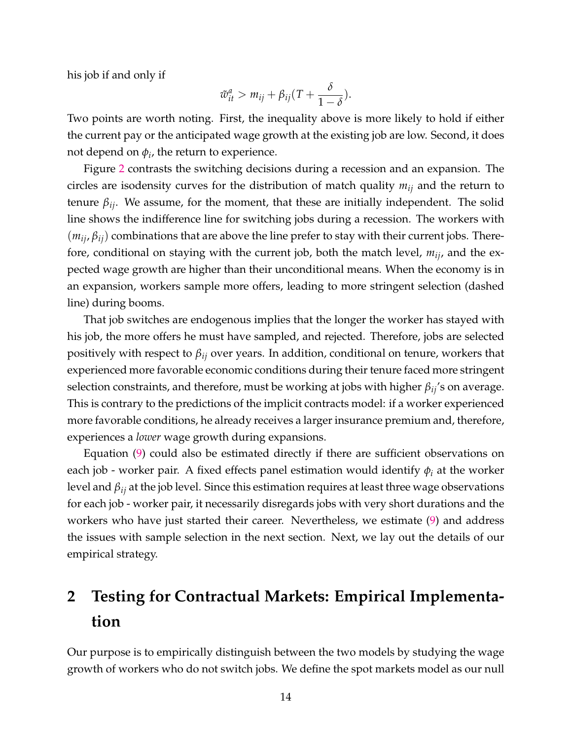his job if and only if

$$\tilde{w}_{it}^{a} > m_{ij} + \beta_{ij}(T + \frac{\delta}{1-\delta}).$$

Two points are worth noting. First, the inequality above is more likely to hold if either the current pay or the anticipated wage growth at the existing job are low. Second, it does not depend on $\phi_i$, the return to experience.

Figure 2 contrasts the switching decisions during a recession and an expansion. The circles are isodensity curves for the distribution of match quality $m_{ij}$ and the return to tenure $\beta_{ij}$. We assume, for the moment, that these are initially independent. The solid line shows the indifference line for switching jobs during a recession. The workers with $(m_{ij}, \beta_{ij})$ combinations that are above the line prefer to stay with their current jobs. Therefore, conditional on staying with the current job, both the match level, $m_{ij}$, and the expected wage growth are higher than their unconditional means. When the economy is in an expansion, workers sample more offers, leading to more stringent selection (dashed line) during booms.

That job switches are endogenous implies that the longer the worker has stayed with his job, the more offers he must have sampled, and rejected. Therefore, jobs are selected positively with respect to $\beta_{ij}$ over years. In addition, conditional on tenure, workers that experienced more favorable economic conditions during their tenure faced more stringent selection constraints, and therefore, must be working at jobs with higher $\beta_{ij}$'s on average. This is contrary to the predictions of the implicit contracts model: if a worker experienced more favorable conditions, he already receives a larger insurance premium and, therefore, experiences a *lower* wage growth during expansions.

Equation (9) could also be estimated directly if there are sufficient observations on each job - worker pair. A fixed effects panel estimation would identify $\phi_i$ at the worker level and $\beta_{ij}$ at the job level. Since this estimation requires at least three wage observations for each job - worker pair, it necessarily disregards jobs with very short durations and the workers who have just started their career. Nevertheless, we estimate (9) and address the issues with sample selection in the next section. Next, we lay out the details of our empirical strategy.

# 2 Testing for Contractual Markets: Empirical Implementation

Our purpose is to empirically distinguish between the two models by studying the wage growth of workers who do not switch jobs. We define the spot markets model as our null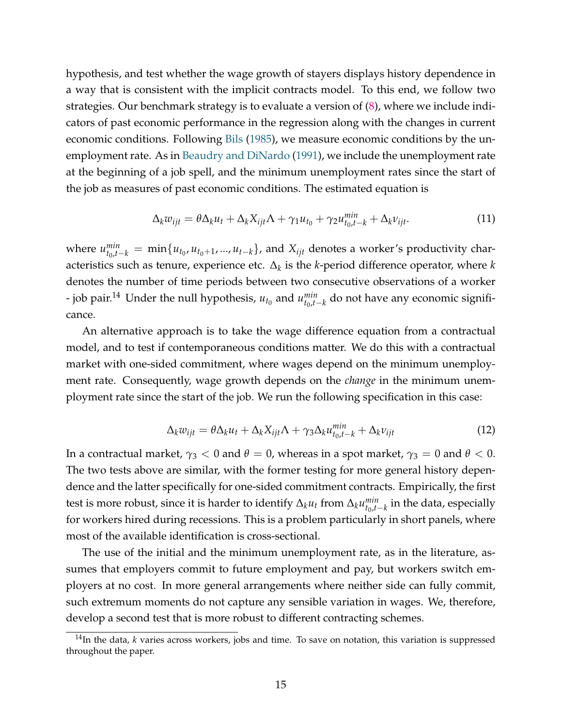hypothesis, and test whether the wage growth of stayers displays history dependence in a way that is consistent with the implicit contracts model. To this end, we follow two strategies. Our benchmark strategy is to evaluate a version of (8), where we include indicators of past economic performance in the regression along with the changes in current economic conditions. Following Bils (1985), we measure economic conditions by the unemployment rate. As in Beaudry and DiNardo (1991), we include the unemployment rate at the beginning of a job spell, and the minimum unemployment rates since the start of the job as measures of past economic conditions. The estimated equation is

$$\Delta_k w_{ijt} = \theta \Delta_k u_t + \Delta_k X_{ijt} \Lambda + \gamma_1 u_{t_0} + \gamma_2 u^{min}_{t_0,t-k} + \Delta_k \nu_{ijt}. \tag{11}$$

where $u^{min}_{t_0,t-k} = \min\{u_{t_0}, u_{t_0+1}, ..., u_{t-k}\}$, and $X_{ijt}$ denotes a worker's productivity characteristics such as tenure, experience etc. $\Delta_k$ is the $k$-period difference operator, where $k$ denotes the number of time periods between two consecutive observations of a worker - job pair.[14] Under the null hypothesis, $u_{t_0}$ and $u^{min}_{t_0,t-k}$ do not have any economic significance.

An alternative approach is to take the wage difference equation from a contractual model, and to test if contemporaneous conditions matter. We do this with a contractual market with one-sided commitment, where wages depend on the minimum unemployment rate. Consequently, wage growth depends on the *change* in the minimum unemployment rate since the start of the job. We run the following specification in this case:

$$\Delta_k w_{ijt} = \theta \Delta_k u_t + \Delta_k X_{ijt} \Lambda + \gamma_3 \Delta_k u^{min}_{t_0,t-k} + \Delta_k \nu_{ijt} \tag{12}$$

In a contractual market, $\gamma_3 < 0$ and $\theta = 0$, whereas in a spot market, $\gamma_3 = 0$ and $\theta < 0$. The two tests above are similar, with the former testing for more general history dependence and the latter specifically for one-sided commitment contracts. Empirically, the first test is more robust, since it is harder to identify $\Delta_k u_t$ from $\Delta_k u^{min}_{t_0,t-k}$ in the data, especially for workers hired during recessions. This is a problem particularly in short panels, where most of the available identification is cross-sectional.

The use of the initial and the minimum unemployment rate, as in the literature, assumes that employers commit to future employment and pay, but workers switch employers at no cost. In more general arrangements where neither side can fully commit, such extremum moments do not capture any sensible variation in wages. We, therefore, develop a second test that is more robust to different contracting schemes.

[14] In the data, $k$ varies across workers, jobs and time. To save on notation, this variation is suppressed throughout the paper.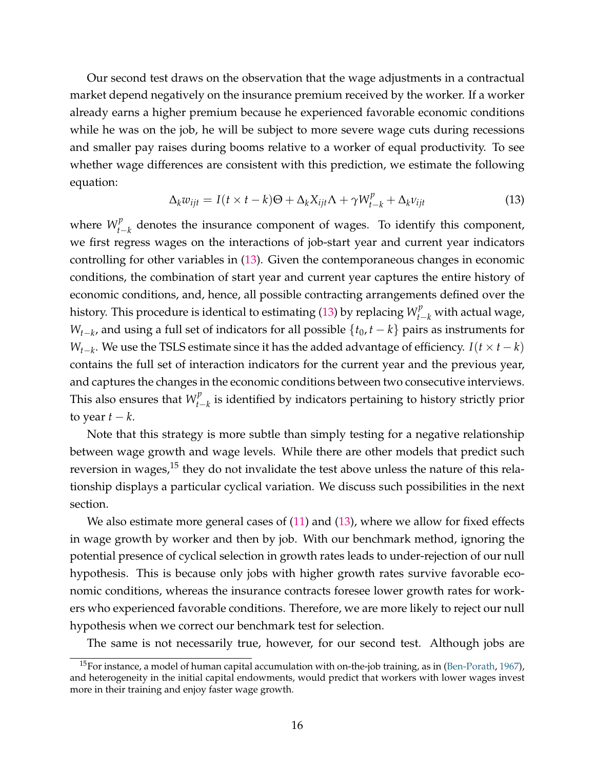Our second test draws on the observation that the wage adjustments in a contractual market depend negatively on the insurance premium received by the worker. If a worker already earns a higher premium because he experienced favorable economic conditions while he was on the job, he will be subject to more severe wage cuts during recessions and smaller pay raises during booms relative to a worker of equal productivity. To see whether wage differences are consistent with this prediction, we estimate the following equation:

$$\Delta_k w_{ijt} = I(t \times t-k)\Theta + \Delta_k X_{ijt}\Lambda + \gamma W^p_{t-k} + \Delta_k \nu_{ijt} \tag{13}$$

where $W^p_{t-k}$ denotes the insurance component of wages. To identify this component, we first regress wages on the interactions of job-start year and current year indicators controlling for other variables in (13). Given the contemporaneous changes in economic conditions, the combination of start year and current year captures the entire history of economic conditions, and, hence, all possible contracting arrangements defined over the history. This procedure is identical to estimating (13) by replacing $W^p_{t-k}$ with actual wage, $W_{t-k}$, and using a full set of indicators for all possible $\{t_0, t-k\}$ pairs as instruments for $W_{t-k}$. We use the TSLS estimate since it has the added advantage of efficiency. $I(t \times t-k)$ contains the full set of interaction indicators for the current year and the previous year, and captures the changes in the economic conditions between two consecutive interviews. This also ensures that $W^p_{t-k}$ is identified by indicators pertaining to history strictly prior to year $t-k$.

Note that this strategy is more subtle than simply testing for a negative relationship between wage growth and wage levels. While there are other models that predict such reversion in wages,[15] they do not invalidate the test above unless the nature of this relationship displays a particular cyclical variation. We discuss such possibilities in the next section.

We also estimate more general cases of (11) and (13), where we allow for fixed effects in wage growth by worker and then by job. With our benchmark method, ignoring the potential presence of cyclical selection in growth rates leads to under-rejection of our null hypothesis. This is because only jobs with higher growth rates survive favorable economic conditions, whereas the insurance contracts foresee lower growth rates for workers who experienced favorable conditions. Therefore, we are more likely to reject our null hypothesis when we correct our benchmark test for selection.

The same is not necessarily true, however, for our second test. Although jobs are

[15] For instance, a model of human capital accumulation with on-the-job training, as in (Ben-Porath, 1967), and heterogeneity in the initial capital endowments, would predict that workers with lower wages invest more in their training and enjoy faster wage growth.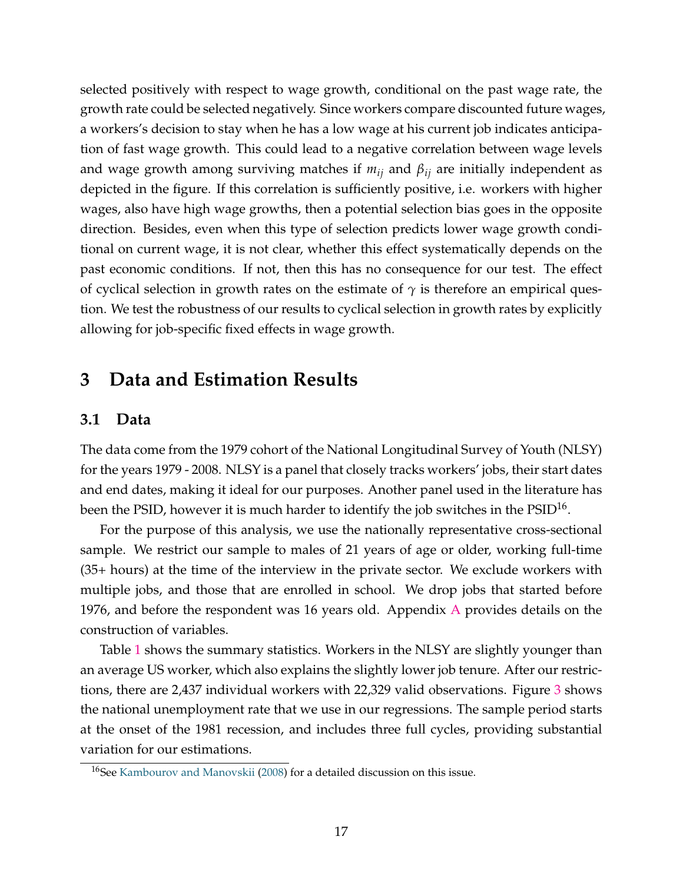selected positively with respect to wage growth, conditional on the past wage rate, the growth rate could be selected negatively. Since workers compare discounted future wages, a workers's decision to stay when he has a low wage at his current job indicates anticipation of fast wage growth. This could lead to a negative correlation between wage levels and wage growth among surviving matches if $m_{ij}$ and $\beta_{ij}$ are initially independent as depicted in the figure. If this correlation is sufficiently positive, i.e. workers with higher wages, also have high wage growths, then a potential selection bias goes in the opposite direction. Besides, even when this type of selection predicts lower wage growth conditional on current wage, it is not clear, whether this effect systematically depends on the past economic conditions. If not, then this has no consequence for our test. The effect of cyclical selection in growth rates on the estimate of $\gamma$ is therefore an empirical question. We test the robustness of our results to cyclical selection in growth rates by explicitly allowing for job-specific fixed effects in wage growth.

# 3 Data and Estimation Results

## 3.1 Data

The data come from the 1979 cohort of the National Longitudinal Survey of Youth (NLSY) for the years 1979 - 2008. NLSY is a panel that closely tracks workers' jobs, their start dates and end dates, making it ideal for our purposes. Another panel used in the literature has been the PSID, however it is much harder to identify the job switches in the PSID[16].

For the purpose of this analysis, we use the nationally representative cross-sectional sample. We restrict our sample to males of 21 years of age or older, working full-time (35+ hours) at the time of the interview in the private sector. We exclude workers with multiple jobs, and those that are enrolled in school. We drop jobs that started before 1976, and before the respondent was 16 years old. Appendix A provides details on the construction of variables.

Table 1 shows the summary statistics. Workers in the NLSY are slightly younger than an average US worker, which also explains the slightly lower job tenure. After our restrictions, there are 2,437 individual workers with 22,329 valid observations. Figure 3 shows the national unemployment rate that we use in our regressions. The sample period starts at the onset of the 1981 recession, and includes three full cycles, providing substantial variation for our estimations.

[16] See Kambourov and Manovskii (2008) for a detailed discussion on this issue.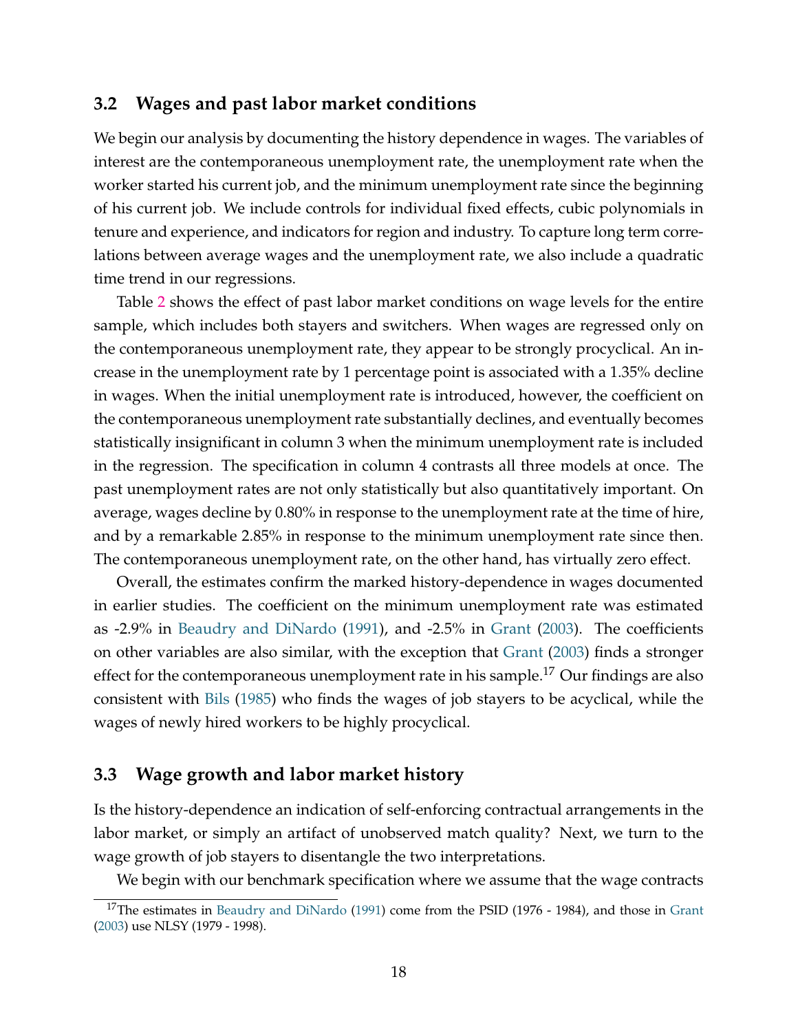## 3.2 Wages and past labor market conditions

We begin our analysis by documenting the history dependence in wages. The variables of interest are the contemporaneous unemployment rate, the unemployment rate when the worker started his current job, and the minimum unemployment rate since the beginning of his current job. We include controls for individual fixed effects, cubic polynomials in tenure and experience, and indicators for region and industry. To capture long term correlations between average wages and the unemployment rate, we also include a quadratic time trend in our regressions.

Table 2 shows the effect of past labor market conditions on wage levels for the entire sample, which includes both stayers and switchers. When wages are regressed only on the contemporaneous unemployment rate, they appear to be strongly procyclical. An increase in the unemployment rate by 1 percentage point is associated with a 1.35% decline in wages. When the initial unemployment rate is introduced, however, the coefficient on the contemporaneous unemployment rate substantially declines, and eventually becomes statistically insignificant in column 3 when the minimum unemployment rate is included in the regression. The specification in column 4 contrasts all three models at once. The past unemployment rates are not only statistically but also quantitatively important. On average, wages decline by 0.80% in response to the unemployment rate at the time of hire, and by a remarkable 2.85% in response to the minimum unemployment rate since then. The contemporaneous unemployment rate, on the other hand, has virtually zero effect.

Overall, the estimates confirm the marked history-dependence in wages documented in earlier studies. The coefficient on the minimum unemployment rate was estimated as -2.9% in Beaudry and DiNardo (1991), and -2.5% in Grant (2003). The coefficients on other variables are also similar, with the exception that Grant (2003) finds a stronger effect for the contemporaneous unemployment rate in his sample.[17] Our findings are also consistent with Bils (1985) who finds the wages of job stayers to be acyclical, while the wages of newly hired workers to be highly procyclical.

## 3.3 Wage growth and labor market history

Is the history-dependence an indication of self-enforcing contractual arrangements in the labor market, or simply an artifact of unobserved match quality? Next, we turn to the wage growth of job stayers to disentangle the two interpretations.

We begin with our benchmark specification where we assume that the wage contracts

[17] The estimates in Beaudry and DiNardo (1991) come from the PSID (1976 - 1984), and those in Grant (2003) use NLSY (1979 - 1998).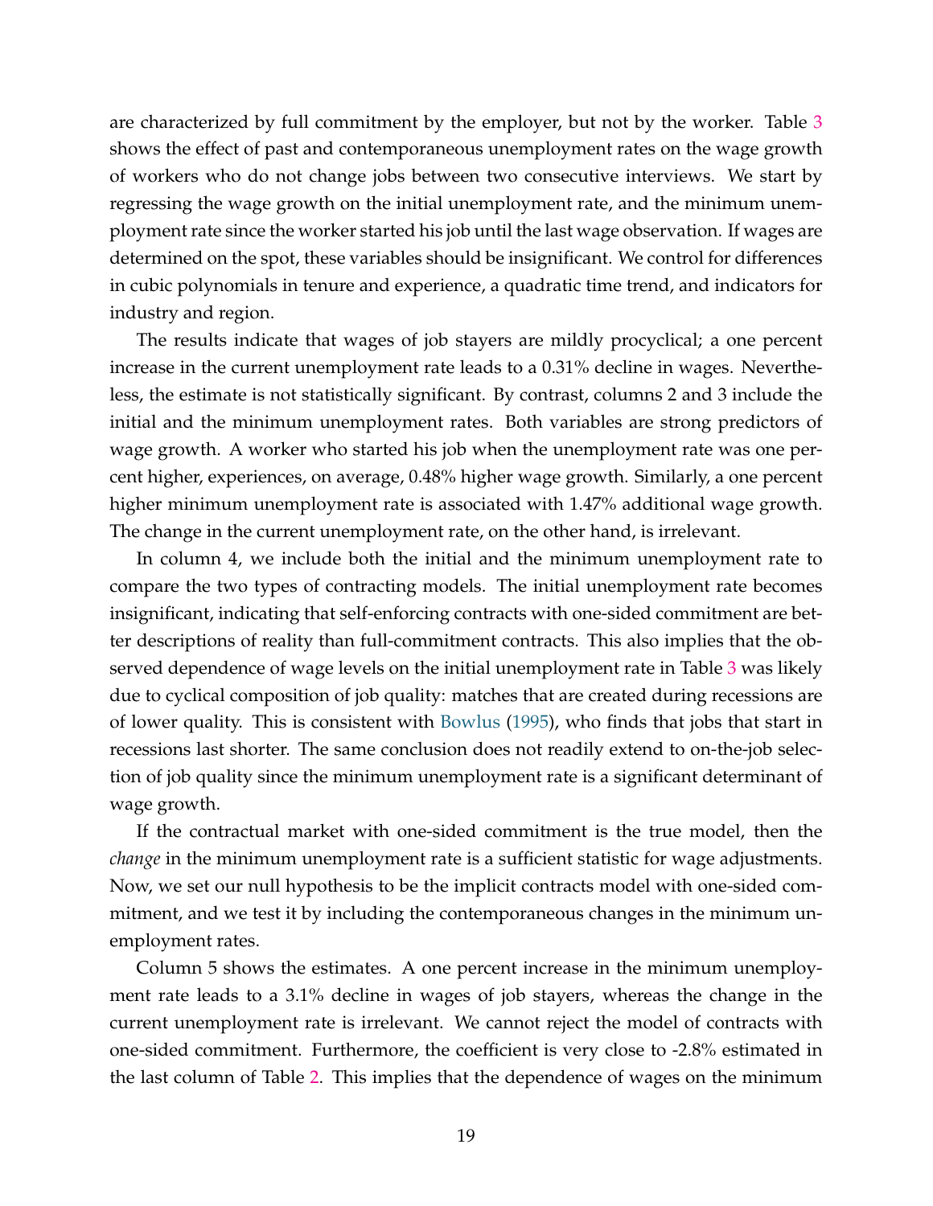are characterized by full commitment by the employer, but not by the worker. Table 3 shows the effect of past and contemporaneous unemployment rates on the wage growth of workers who do not change jobs between two consecutive interviews. We start by regressing the wage growth on the initial unemployment rate, and the minimum unemployment rate since the worker started his job until the last wage observation. If wages are determined on the spot, these variables should be insignificant. We control for differences in cubic polynomials in tenure and experience, a quadratic time trend, and indicators for industry and region.

The results indicate that wages of job stayers are mildly procyclical; a one percent increase in the current unemployment rate leads to a 0.31% decline in wages. Nevertheless, the estimate is not statistically significant. By contrast, columns 2 and 3 include the initial and the minimum unemployment rates. Both variables are strong predictors of wage growth. A worker who started his job when the unemployment rate was one percent higher, experiences, on average, 0.48% higher wage growth. Similarly, a one percent higher minimum unemployment rate is associated with 1.47% additional wage growth. The change in the current unemployment rate, on the other hand, is irrelevant.

In column 4, we include both the initial and the minimum unemployment rate to compare the two types of contracting models. The initial unemployment rate becomes insignificant, indicating that self-enforcing contracts with one-sided commitment are better descriptions of reality than full-commitment contracts. This also implies that the observed dependence of wage levels on the initial unemployment rate in Table 3 was likely due to cyclical composition of job quality: matches that are created during recessions are of lower quality. This is consistent with Bowlus (1995), who finds that jobs that start in recessions last shorter. The same conclusion does not readily extend to on-the-job selection of job quality since the minimum unemployment rate is a significant determinant of wage growth.

If the contractual market with one-sided commitment is the true model, then the *change* in the minimum unemployment rate is a sufficient statistic for wage adjustments. Now, we set our null hypothesis to be the implicit contracts model with one-sided commitment, and we test it by including the contemporaneous changes in the minimum unemployment rates.

Column 5 shows the estimates. A one percent increase in the minimum unemployment rate leads to a 3.1% decline in wages of job stayers, whereas the change in the current unemployment rate is irrelevant. We cannot reject the model of contracts with one-sided commitment. Furthermore, the coefficient is very close to -2.8% estimated in the last column of Table 2. This implies that the dependence of wages on the minimum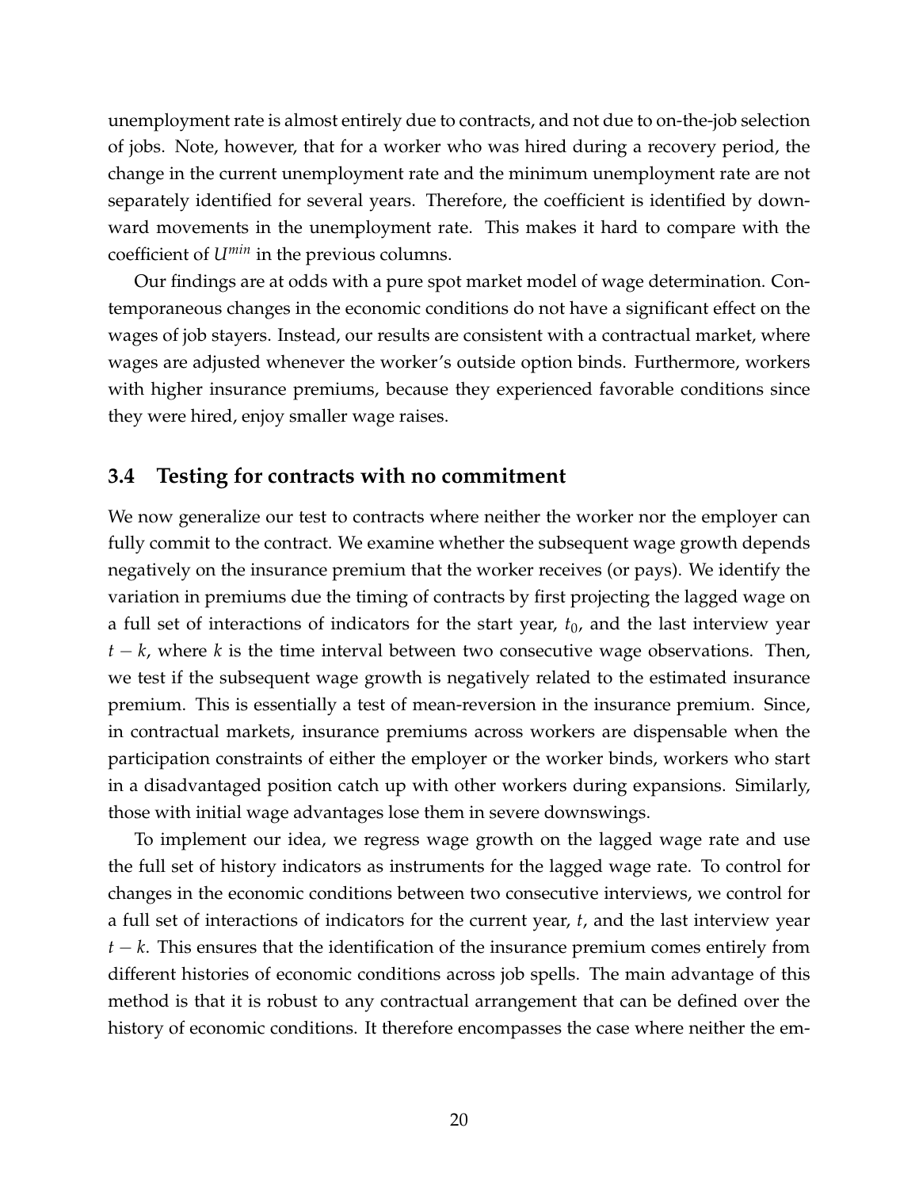unemployment rate is almost entirely due to contracts, and not due to on-the-job selection of jobs. Note, however, that for a worker who was hired during a recovery period, the change in the current unemployment rate and the minimum unemployment rate are not separately identified for several years. Therefore, the coefficient is identified by downward movements in the unemployment rate. This makes it hard to compare with the coefficient of $U^{min}$ in the previous columns.

Our findings are at odds with a pure spot market model of wage determination. Contemporaneous changes in the economic conditions do not have a significant effect on the wages of job stayers. Instead, our results are consistent with a contractual market, where wages are adjusted whenever the worker's outside option binds. Furthermore, workers with higher insurance premiums, because they experienced favorable conditions since they were hired, enjoy smaller wage raises.

### 3.4 Testing for contracts with no commitment

We now generalize our test to contracts where neither the worker nor the employer can fully commit to the contract. We examine whether the subsequent wage growth depends negatively on the insurance premium that the worker receives (or pays). We identify the variation in premiums due the timing of contracts by first projecting the lagged wage on a full set of interactions of indicators for the start year, $t_0$, and the last interview year $t-k$, where $k$ is the time interval between two consecutive wage observations. Then, we test if the subsequent wage growth is negatively related to the estimated insurance premium. This is essentially a test of mean-reversion in the insurance premium. Since, in contractual markets, insurance premiums across workers are dispensable when the participation constraints of either the employer or the worker binds, workers who start in a disadvantaged position catch up with other workers during expansions. Similarly, those with initial wage advantages lose them in severe downswings.

To implement our idea, we regress wage growth on the lagged wage rate and use the full set of history indicators as instruments for the lagged wage rate. To control for changes in the economic conditions between two consecutive interviews, we control for a full set of interactions of indicators for the current year, $t$, and the last interview year $t-k$. This ensures that the identification of the insurance premium comes entirely from different histories of economic conditions across job spells. The main advantage of this method is that it is robust to any contractual arrangement that can be defined over the history of economic conditions. It therefore encompasses the case where neither the em-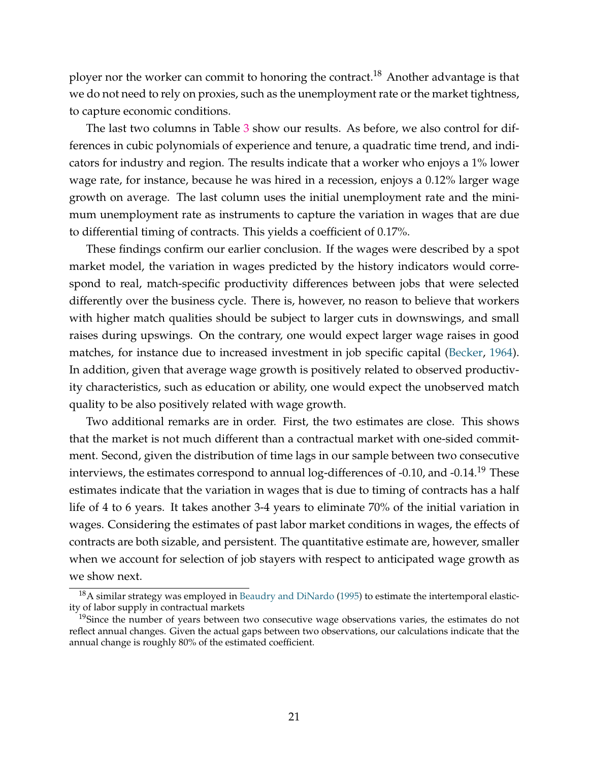ployer nor the worker can commit to honoring the contract.[18] Another advantage is that we do not need to rely on proxies, such as the unemployment rate or the market tightness, to capture economic conditions.

The last two columns in Table 3 show our results. As before, we also control for differences in cubic polynomials of experience and tenure, a quadratic time trend, and indicators for industry and region. The results indicate that a worker who enjoys a 1% lower wage rate, for instance, because he was hired in a recession, enjoys a 0.12% larger wage growth on average. The last column uses the initial unemployment rate and the minimum unemployment rate as instruments to capture the variation in wages that are due to differential timing of contracts. This yields a coefficient of 0.17%.

These findings confirm our earlier conclusion. If the wages were described by a spot market model, the variation in wages predicted by the history indicators would correspond to real, match-specific productivity differences between jobs that were selected differently over the business cycle. There is, however, no reason to believe that workers with higher match qualities should be subject to larger cuts in downswings, and small raises during upswings. On the contrary, one would expect larger wage raises in good matches, for instance due to increased investment in job specific capital (Becker, 1964). In addition, given that average wage growth is positively related to observed productivity characteristics, such as education or ability, one would expect the unobserved match quality to be also positively related with wage growth.

Two additional remarks are in order. First, the two estimates are close. This shows that the market is not much different than a contractual market with one-sided commitment. Second, given the distribution of time lags in our sample between two consecutive interviews, the estimates correspond to annual log-differences of -0.10, and -0.14.[19] These estimates indicate that the variation in wages that is due to timing of contracts has a half life of 4 to 6 years. It takes another 3-4 years to eliminate 70% of the initial variation in wages. Considering the estimates of past labor market conditions in wages, the effects of contracts are both sizable, and persistent. The quantitative estimate are, however, smaller when we account for selection of job stayers with respect to anticipated wage growth as we show next.

---

[18] A similar strategy was employed in Beaudry and DiNardo (1995) to estimate the intertemporal elasticity of labor supply in contractual markets

[19] Since the number of years between two consecutive wage observations varies, the estimates do not reflect annual changes. Given the actual gaps between two observations, our calculations indicate that the annual change is roughly 80% of the estimated coefficient.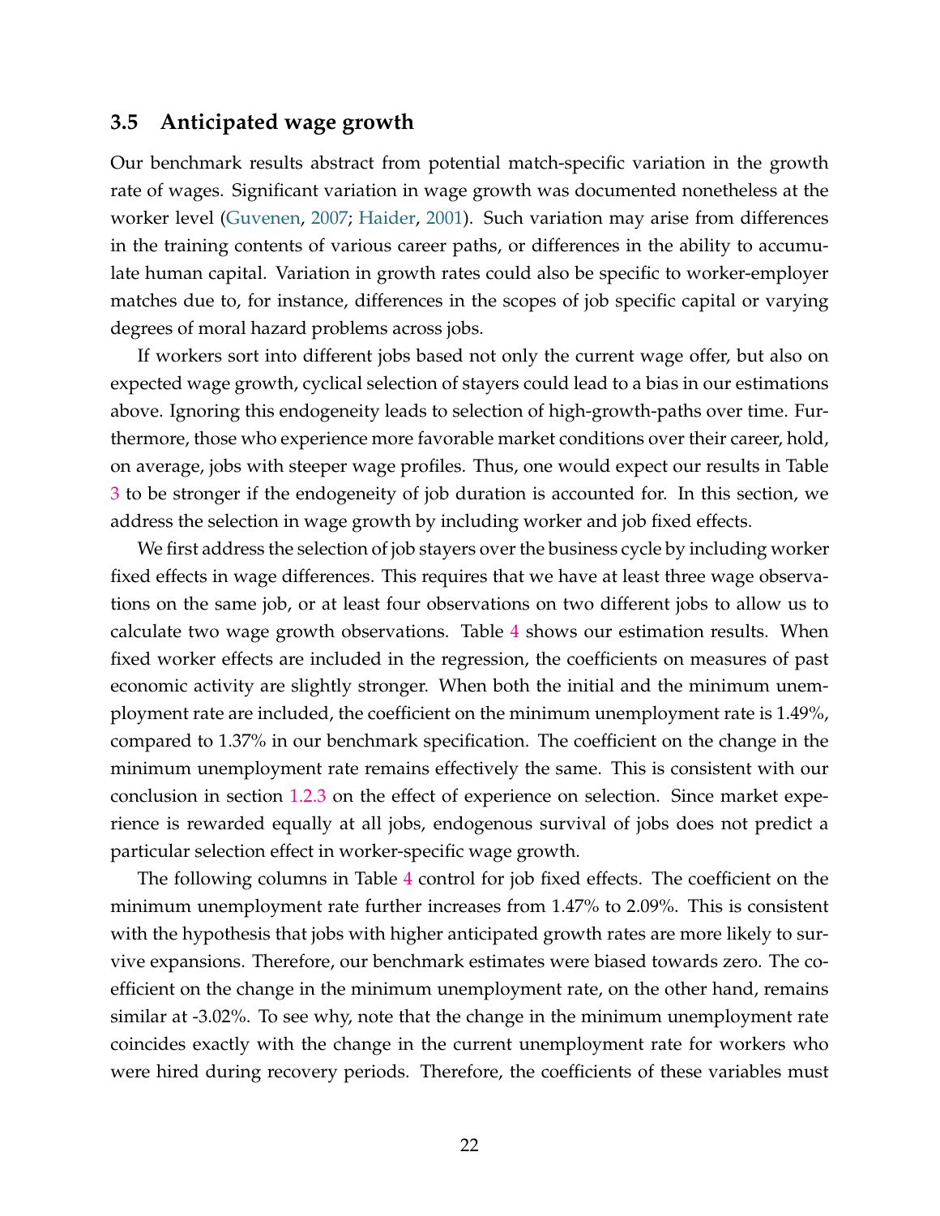### 3.5 Anticipated wage growth

Our benchmark results abstract from potential match-specific variation in the growth rate of wages. Significant variation in wage growth was documented nonetheless at the worker level (Guvenen, 2007; Haider, 2001). Such variation may arise from differences in the training contents of various career paths, or differences in the ability to accumulate human capital. Variation in growth rates could also be specific to worker-employer matches due to, for instance, differences in the scopes of job specific capital or varying degrees of moral hazard problems across jobs.

If workers sort into different jobs based not only the current wage offer, but also on expected wage growth, cyclical selection of stayers could lead to a bias in our estimations above. Ignoring this endogeneity leads to selection of high-growth-paths over time. Furthermore, those who experience more favorable market conditions over their career, hold, on average, jobs with steeper wage profiles. Thus, one would expect our results in Table 3 to be stronger if the endogeneity of job duration is accounted for. In this section, we address the selection in wage growth by including worker and job fixed effects.

We first address the selection of job stayers over the business cycle by including worker fixed effects in wage differences. This requires that we have at least three wage observations on the same job, or at least four observations on two different jobs to allow us to calculate two wage growth observations. Table 4 shows our estimation results. When fixed worker effects are included in the regression, the coefficients on measures of past economic activity are slightly stronger. When both the initial and the minimum unemployment rate are included, the coefficient on the minimum unemployment rate is 1.49%, compared to 1.37% in our benchmark specification. The coefficient on the change in the minimum unemployment rate remains effectively the same. This is consistent with our conclusion in section 1.2.3 on the effect of experience on selection. Since market experience is rewarded equally at all jobs, endogenous survival of jobs does not predict a particular selection effect in worker-specific wage growth.

The following columns in Table 4 control for job fixed effects. The coefficient on the minimum unemployment rate further increases from 1.47% to 2.09%. This is consistent with the hypothesis that jobs with higher anticipated growth rates are more likely to survive expansions. Therefore, our benchmark estimates were biased towards zero. The coefficient on the change in the minimum unemployment rate, on the other hand, remains similar at -3.02%. To see why, note that the change in the minimum unemployment rate coincides exactly with the change in the current unemployment rate for workers who were hired during recovery periods. Therefore, the coefficients of these variables must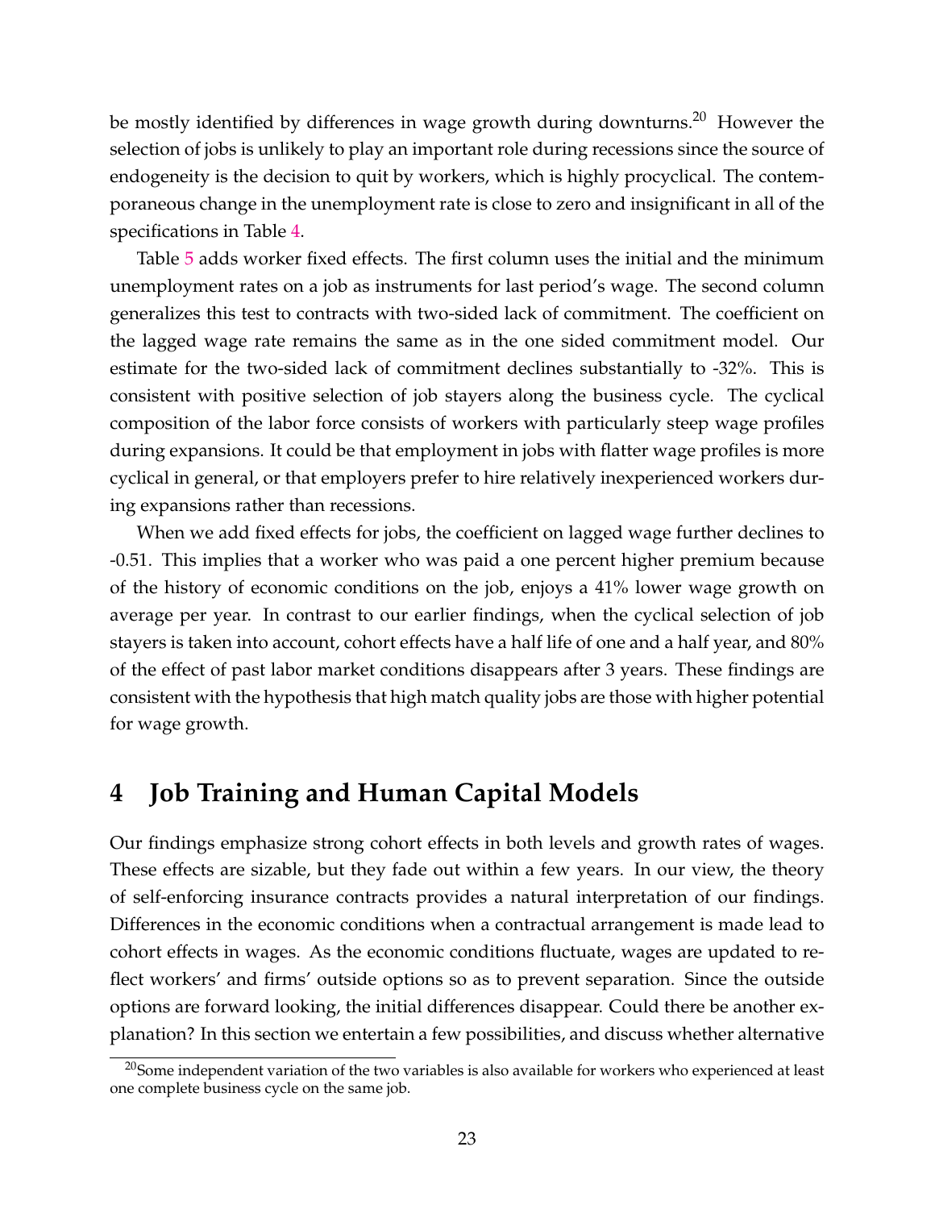be mostly identified by differences in wage growth during downturns.[20] However the selection of jobs is unlikely to play an important role during recessions since the source of endogeneity is the decision to quit by workers, which is highly procyclical. The contemporaneous change in the unemployment rate is close to zero and insignificant in all of the specifications in Table 4.

Table 5 adds worker fixed effects. The first column uses the initial and the minimum unemployment rates on a job as instruments for last period's wage. The second column generalizes this test to contracts with two-sided lack of commitment. The coefficient on the lagged wage rate remains the same as in the one sided commitment model. Our estimate for the two-sided lack of commitment declines substantially to -32%. This is consistent with positive selection of job stayers along the business cycle. The cyclical composition of the labor force consists of workers with particularly steep wage profiles during expansions. It could be that employment in jobs with flatter wage profiles is more cyclical in general, or that employers prefer to hire relatively inexperienced workers during expansions rather than recessions.

When we add fixed effects for jobs, the coefficient on lagged wage further declines to -0.51. This implies that a worker who was paid a one percent higher premium because of the history of economic conditions on the job, enjoys a 41% lower wage growth on average per year. In contrast to our earlier findings, when the cyclical selection of job stayers is taken into account, cohort effects have a half life of one and a half year, and 80% of the effect of past labor market conditions disappears after 3 years. These findings are consistent with the hypothesis that high match quality jobs are those with higher potential for wage growth.

# 4 Job Training and Human Capital Models

Our findings emphasize strong cohort effects in both levels and growth rates of wages. These effects are sizable, but they fade out within a few years. In our view, the theory of self-enforcing insurance contracts provides a natural interpretation of our findings. Differences in the economic conditions when a contractual arrangement is made lead to cohort effects in wages. As the economic conditions fluctuate, wages are updated to reflect workers' and firms' outside options so as to prevent separation. Since the outside options are forward looking, the initial differences disappear. Could there be another explanation? In this section we entertain a few possibilities, and discuss whether alternative

[20] Some independent variation of the two variables is also available for workers who experienced at least one complete business cycle on the same job.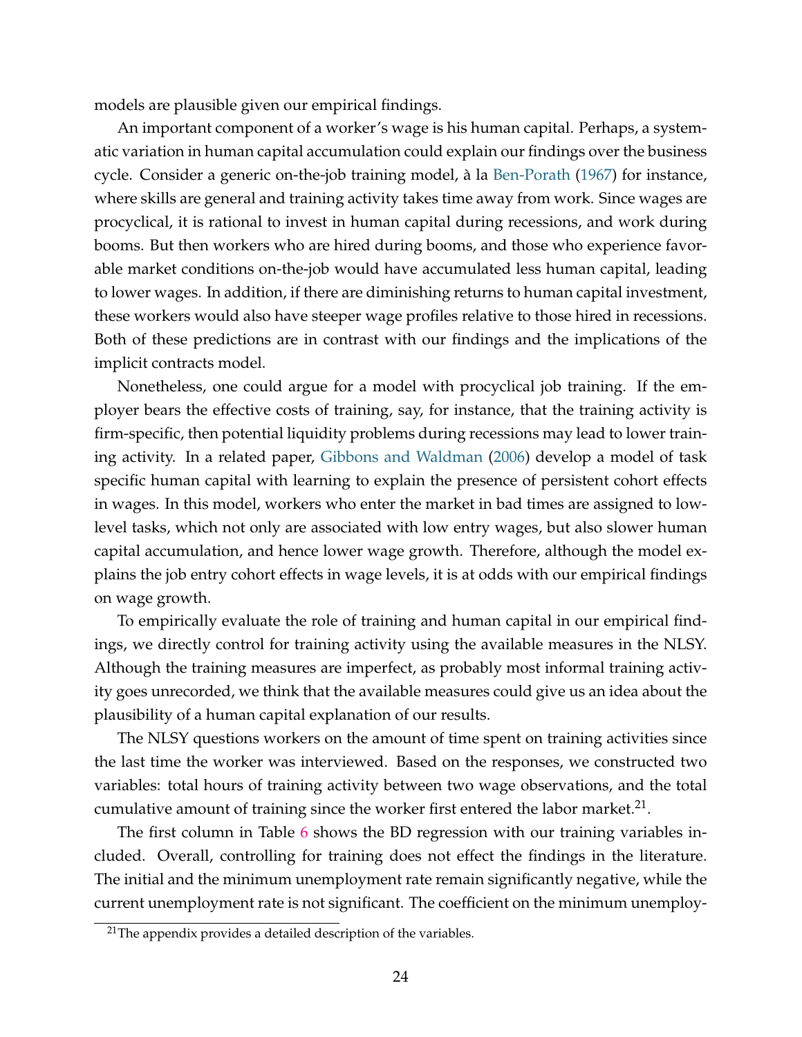models are plausible given our empirical findings.

An important component of a worker's wage is his human capital. Perhaps, a systematic variation in human capital accumulation could explain our findings over the business cycle. Consider a generic on-the-job training model, à la Ben-Porath (1967) for instance, where skills are general and training activity takes time away from work. Since wages are procyclical, it is rational to invest in human capital during recessions, and work during booms. But then workers who are hired during booms, and those who experience favorable market conditions on-the-job would have accumulated less human capital, leading to lower wages. In addition, if there are diminishing returns to human capital investment, these workers would also have steeper wage profiles relative to those hired in recessions. Both of these predictions are in contrast with our findings and the implications of the implicit contracts model.

Nonetheless, one could argue for a model with procyclical job training. If the employer bears the effective costs of training, say, for instance, that the training activity is firm-specific, then potential liquidity problems during recessions may lead to lower training activity. In a related paper, Gibbons and Waldman (2006) develop a model of task specific human capital with learning to explain the presence of persistent cohort effects in wages. In this model, workers who enter the market in bad times are assigned to low-level tasks, which not only are associated with low entry wages, but also slower human capital accumulation, and hence lower wage growth. Therefore, although the model explains the job entry cohort effects in wage levels, it is at odds with our empirical findings on wage growth.

To empirically evaluate the role of training and human capital in our empirical findings, we directly control for training activity using the available measures in the NLSY. Although the training measures are imperfect, as probably most informal training activity goes unrecorded, we think that the available measures could give us an idea about the plausibility of a human capital explanation of our results.

The NLSY questions workers on the amount of time spent on training activities since the last time the worker was interviewed. Based on the responses, we constructed two variables: total hours of training activity between two wage observations, and the total cumulative amount of training since the worker first entered the labor market.[21].

The first column in Table 6 shows the BD regression with our training variables included. Overall, controlling for training does not effect the findings in the literature. The initial and the minimum unemployment rate remain significantly negative, while the current unemployment rate is not significant. The coefficient on the minimum unemploy-

[21] The appendix provides a detailed description of the variables.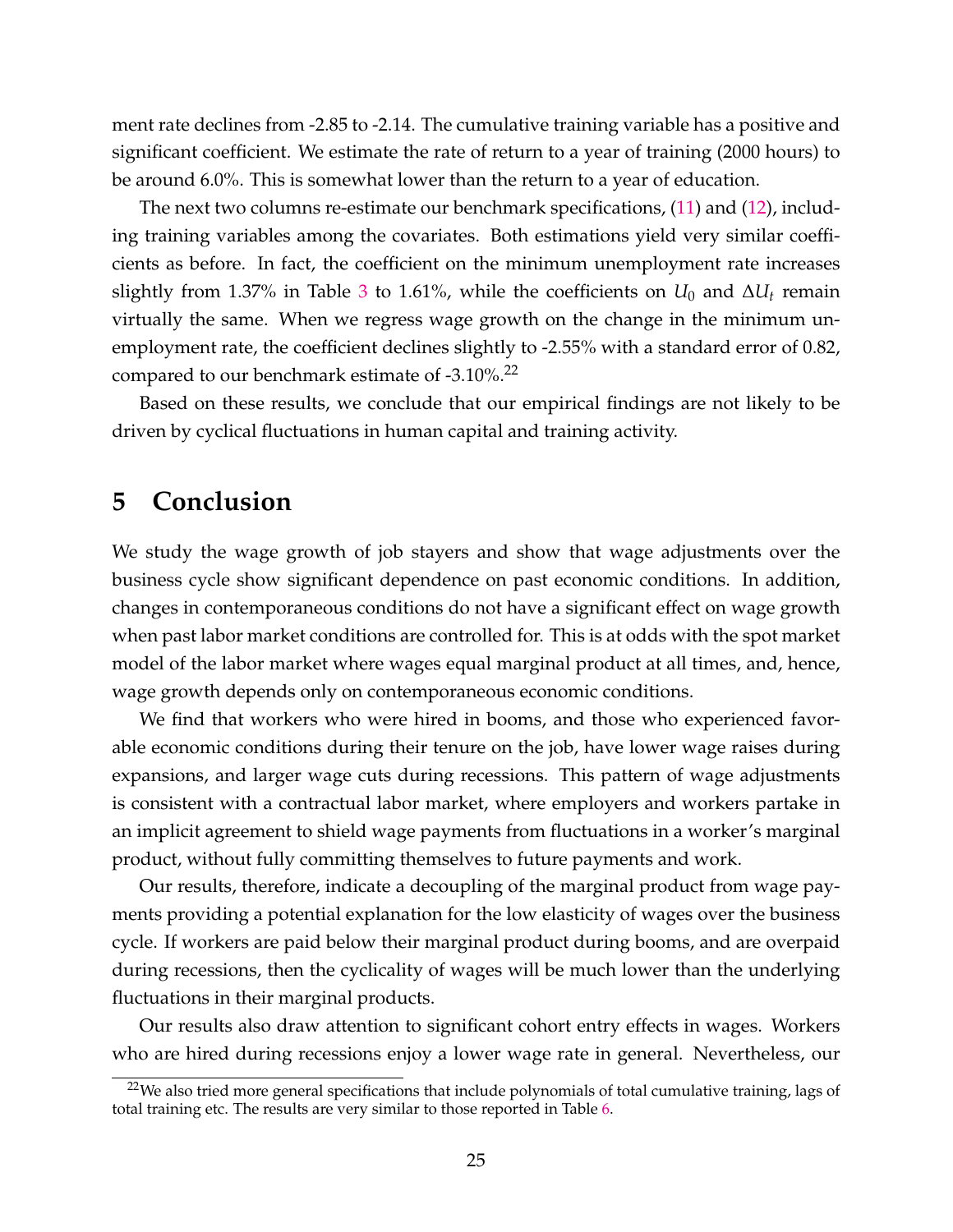ment rate declines from -2.85 to -2.14. The cumulative training variable has a positive and significant coefficient. We estimate the rate of return to a year of training (2000 hours) to be around 6.0%. This is somewhat lower than the return to a year of education.

The next two columns re-estimate our benchmark specifications, (11) and (12), including training variables among the covariates. Both estimations yield very similar coefficients as before. In fact, the coefficient on the minimum unemployment rate increases slightly from 1.37% in Table 3 to 1.61%, while the coefficients on $U_0$ and $\Delta U_t$ remain virtually the same. When we regress wage growth on the change in the minimum unemployment rate, the coefficient declines slightly to -2.55% with a standard error of 0.82, compared to our benchmark estimate of -3.10%.[22]

Based on these results, we conclude that our empirical findings are not likely to be driven by cyclical fluctuations in human capital and training activity.

# 5 Conclusion

We study the wage growth of job stayers and show that wage adjustments over the business cycle show significant dependence on past economic conditions. In addition, changes in contemporaneous conditions do not have a significant effect on wage growth when past labor market conditions are controlled for. This is at odds with the spot market model of the labor market where wages equal marginal product at all times, and, hence, wage growth depends only on contemporaneous economic conditions.

We find that workers who were hired in booms, and those who experienced favorable economic conditions during their tenure on the job, have lower wage raises during expansions, and larger wage cuts during recessions. This pattern of wage adjustments is consistent with a contractual labor market, where employers and workers partake in an implicit agreement to shield wage payments from fluctuations in a worker's marginal product, without fully committing themselves to future payments and work.

Our results, therefore, indicate a decoupling of the marginal product from wage payments providing a potential explanation for the low elasticity of wages over the business cycle. If workers are paid below their marginal product during booms, and are overpaid during recessions, then the cyclicality of wages will be much lower than the underlying fluctuations in their marginal products.

Our results also draw attention to significant cohort entry effects in wages. Workers who are hired during recessions enjoy a lower wage rate in general. Nevertheless, our

[22] We also tried more general specifications that include polynomials of total cumulative training, lags of total training etc. The results are very similar to those reported in Table 6.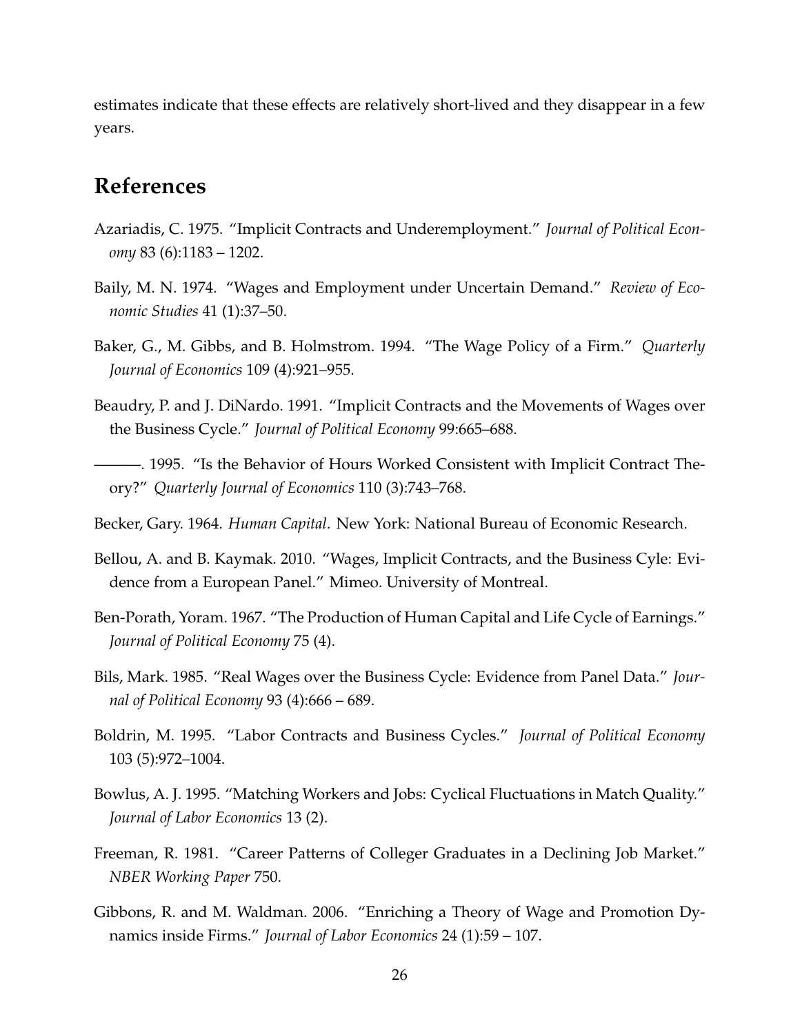estimates indicate that these effects are relatively short-lived and they disappear in a few years.

## References

Azariadis, C. 1975. "Implicit Contracts and Underemployment." *Journal of Political Economy* 83 (6):1183 – 1202.

Baily, M. N. 1974. "Wages and Employment under Uncertain Demand." *Review of Economic Studies* 41 (1):37–50.

Baker, G., M. Gibbs, and B. Holmstrom. 1994. "The Wage Policy of a Firm." *Quarterly Journal of Economics* 109 (4):921–955.

Beaudry, P. and J. DiNardo. 1991. "Implicit Contracts and the Movements of Wages over the Business Cycle." *Journal of Political Economy* 99:665–688.

———. 1995. "Is the Behavior of Hours Worked Consistent with Implicit Contract Theory?" *Quarterly Journal of Economics* 110 (3):743–768.

Becker, Gary. 1964. *Human Capital*. New York: National Bureau of Economic Research.

Bellou, A. and B. Kaymak. 2010. "Wages, Implicit Contracts, and the Business Cyle: Evidence from a European Panel." Mimeo. University of Montreal.

Ben-Porath, Yoram. 1967. "The Production of Human Capital and Life Cycle of Earnings." *Journal of Political Economy* 75 (4).

Bils, Mark. 1985. "Real Wages over the Business Cycle: Evidence from Panel Data." *Journal of Political Economy* 93 (4):666 – 689.

Boldrin, M. 1995. "Labor Contracts and Business Cycles." *Journal of Political Economy* 103 (5):972–1004.

Bowlus, A. J. 1995. "Matching Workers and Jobs: Cyclical Fluctuations in Match Quality." *Journal of Labor Economics* 13 (2).

Freeman, R. 1981. "Career Patterns of Colleger Graduates in a Declining Job Market." *NBER Working Paper* 750.

Gibbons, R. and M. Waldman. 2006. "Enriching a Theory of Wage and Promotion Dynamics inside Firms." *Journal of Labor Economics* 24 (1):59 – 107.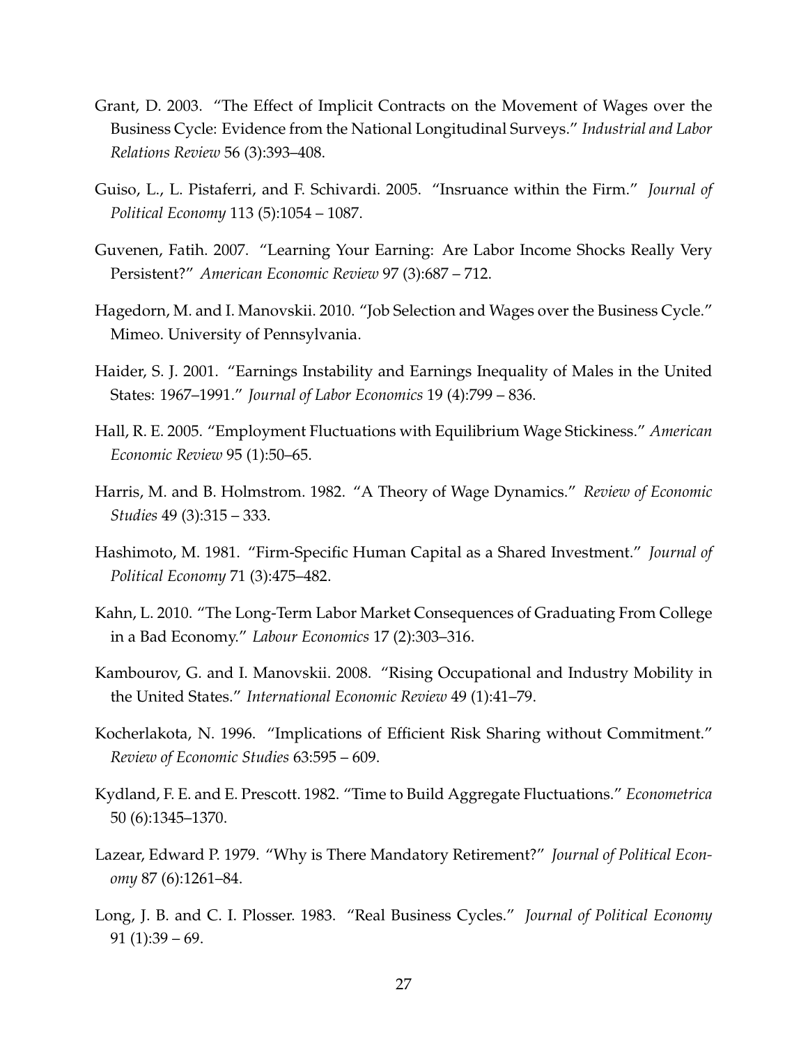Grant, D. 2003. "The Effect of Implicit Contracts on the Movement of Wages over the Business Cycle: Evidence from the National Longitudinal Surveys." *Industrial and Labor Relations Review* 56 (3):393–408.

Guiso, L., L. Pistaferri, and F. Schivardi. 2005. "Insruance within the Firm." *Journal of Political Economy* 113 (5):1054 – 1087.

Guvenen, Fatih. 2007. "Learning Your Earning: Are Labor Income Shocks Really Very Persistent?" *American Economic Review* 97 (3):687 – 712.

Hagedorn, M. and I. Manovskii. 2010. "Job Selection and Wages over the Business Cycle." Mimeo. University of Pennsylvania.

Haider, S. J. 2001. "Earnings Instability and Earnings Inequality of Males in the United States: 1967–1991." *Journal of Labor Economics* 19 (4):799 – 836.

Hall, R. E. 2005. "Employment Fluctuations with Equilibrium Wage Stickiness." *American Economic Review* 95 (1):50–65.

Harris, M. and B. Holmstrom. 1982. "A Theory of Wage Dynamics." *Review of Economic Studies* 49 (3):315 – 333.

Hashimoto, M. 1981. "Firm-Specific Human Capital as a Shared Investment." *Journal of Political Economy* 71 (3):475–482.

Kahn, L. 2010. "The Long-Term Labor Market Consequences of Graduating From College in a Bad Economy." *Labour Economics* 17 (2):303–316.

Kambourov, G. and I. Manovskii. 2008. "Rising Occupational and Industry Mobility in the United States." *International Economic Review* 49 (1):41–79.

Kocherlakota, N. 1996. "Implications of Efficient Risk Sharing without Commitment." *Review of Economic Studies* 63:595 – 609.

Kydland, F. E. and E. Prescott. 1982. "Time to Build Aggregate Fluctuations." *Econometrica* 50 (6):1345–1370.

Lazear, Edward P. 1979. "Why is There Mandatory Retirement?" *Journal of Political Economy* 87 (6):1261–84.

Long, J. B. and C. I. Plosser. 1983. "Real Business Cycles." *Journal of Political Economy* 91 (1):39 – 69.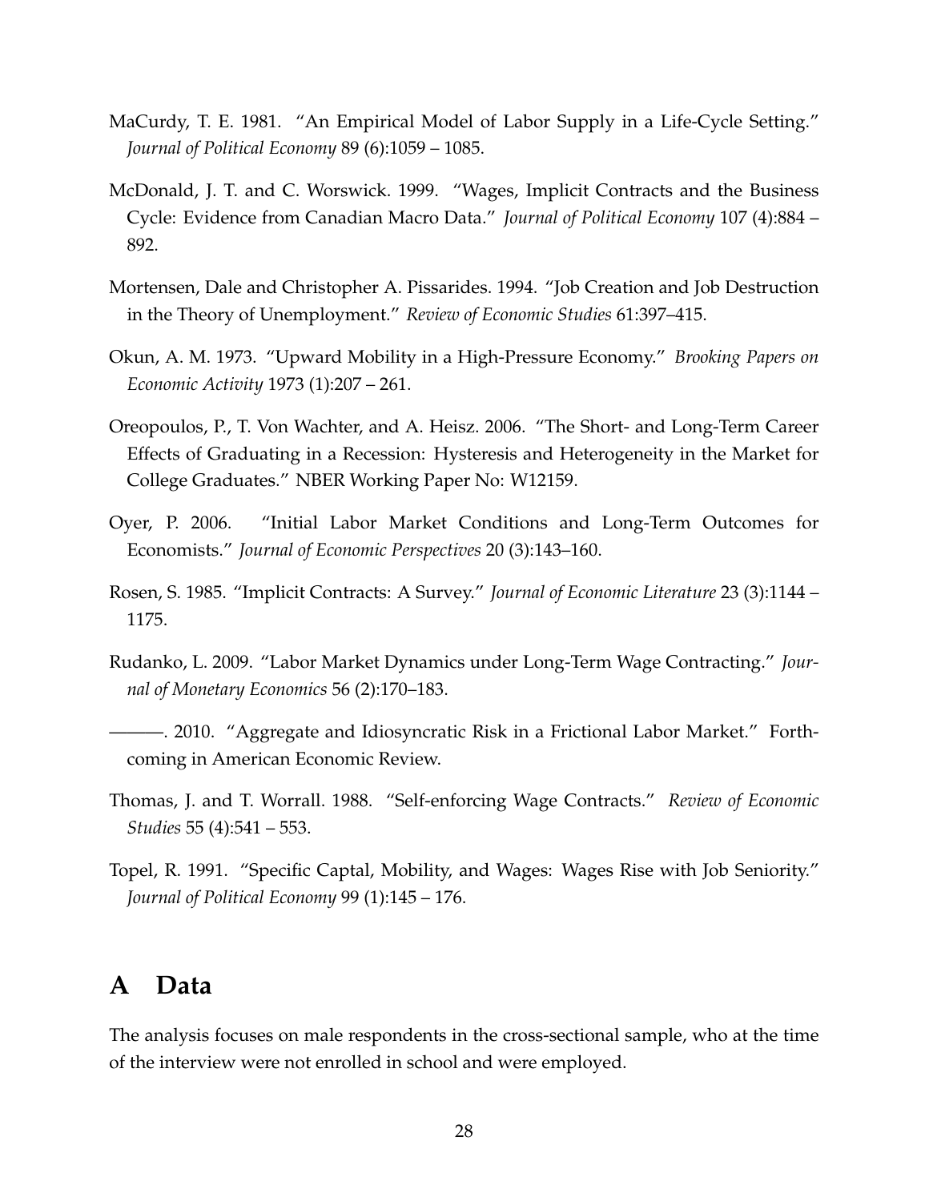MaCurdy, T. E. 1981. "An Empirical Model of Labor Supply in a Life-Cycle Setting." *Journal of Political Economy* 89 (6):1059 – 1085.

McDonald, J. T. and C. Worswick. 1999. "Wages, Implicit Contracts and the Business Cycle: Evidence from Canadian Macro Data." *Journal of Political Economy* 107 (4):884 – 892.

Mortensen, Dale and Christopher A. Pissarides. 1994. "Job Creation and Job Destruction in the Theory of Unemployment." *Review of Economic Studies* 61:397–415.

Okun, A. M. 1973. "Upward Mobility in a High-Pressure Economy." *Brooking Papers on Economic Activity* 1973 (1):207 – 261.

Oreopoulos, P., T. Von Wachter, and A. Heisz. 2006. "The Short- and Long-Term Career Effects of Graduating in a Recession: Hysteresis and Heterogeneity in the Market for College Graduates." NBER Working Paper No: W12159.

Oyer, P. 2006. "Initial Labor Market Conditions and Long-Term Outcomes for Economists." *Journal of Economic Perspectives* 20 (3):143–160.

Rosen, S. 1985. "Implicit Contracts: A Survey." *Journal of Economic Literature* 23 (3):1144 – 1175.

Rudanko, L. 2009. "Labor Market Dynamics under Long-Term Wage Contracting." *Journal of Monetary Economics* 56 (2):170–183.

———. 2010. "Aggregate and Idiosyncratic Risk in a Frictional Labor Market." Forthcoming in American Economic Review.

Thomas, J. and T. Worrall. 1988. "Self-enforcing Wage Contracts." *Review of Economic Studies* 55 (4):541 – 553.

Topel, R. 1991. "Specific Captal, Mobility, and Wages: Wages Rise with Job Seniority." *Journal of Political Economy* 99 (1):145 – 176.

# A Data

The analysis focuses on male respondents in the cross-sectional sample, who at the time of the interview were not enrolled in school and were employed.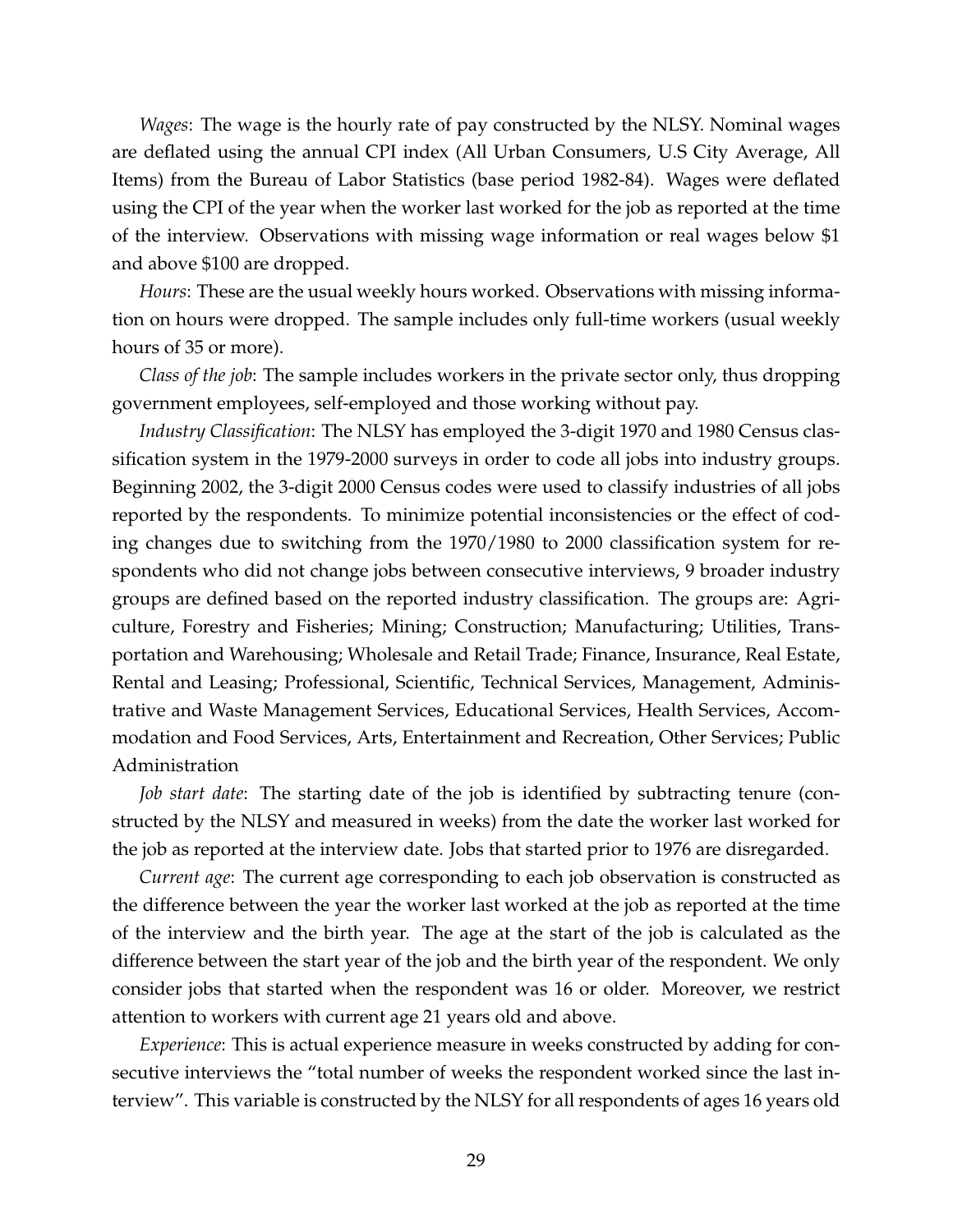*Wages*: The wage is the hourly rate of pay constructed by the NLSY. Nominal wages are deflated using the annual CPI index (All Urban Consumers, U.S City Average, All Items) from the Bureau of Labor Statistics (base period 1982-84). Wages were deflated using the CPI of the year when the worker last worked for the job as reported at the time of the interview. Observations with missing wage information or real wages below $1 and above $100 are dropped.

*Hours*: These are the usual weekly hours worked. Observations with missing information on hours were dropped. The sample includes only full-time workers (usual weekly hours of 35 or more).

*Class of the job*: The sample includes workers in the private sector only, thus dropping government employees, self-employed and those working without pay.

*Industry Classification*: The NLSY has employed the 3-digit 1970 and 1980 Census classification system in the 1979-2000 surveys in order to code all jobs into industry groups. Beginning 2002, the 3-digit 2000 Census codes were used to classify industries of all jobs reported by the respondents. To minimize potential inconsistencies or the effect of coding changes due to switching from the 1970/1980 to 2000 classification system for respondents who did not change jobs between consecutive interviews, 9 broader industry groups are defined based on the reported industry classification. The groups are: Agriculture, Forestry and Fisheries; Mining; Construction; Manufacturing; Utilities, Transportation and Warehousing; Wholesale and Retail Trade; Finance, Insurance, Real Estate, Rental and Leasing; Professional, Scientific, Technical Services, Management, Administrative and Waste Management Services, Educational Services, Health Services, Accommodation and Food Services, Arts, Entertainment and Recreation, Other Services; Public Administration

*Job start date*: The starting date of the job is identified by subtracting tenure (constructed by the NLSY and measured in weeks) from the date the worker last worked for the job as reported at the interview date. Jobs that started prior to 1976 are disregarded.

*Current age*: The current age corresponding to each job observation is constructed as the difference between the year the worker last worked at the job as reported at the time of the interview and the birth year. The age at the start of the job is calculated as the difference between the start year of the job and the birth year of the respondent. We only consider jobs that started when the respondent was 16 or older. Moreover, we restrict attention to workers with current age 21 years old and above.

*Experience*: This is actual experience measure in weeks constructed by adding for consecutive interviews the "total number of weeks the respondent worked since the last interview". This variable is constructed by the NLSY for all respondents of ages 16 years old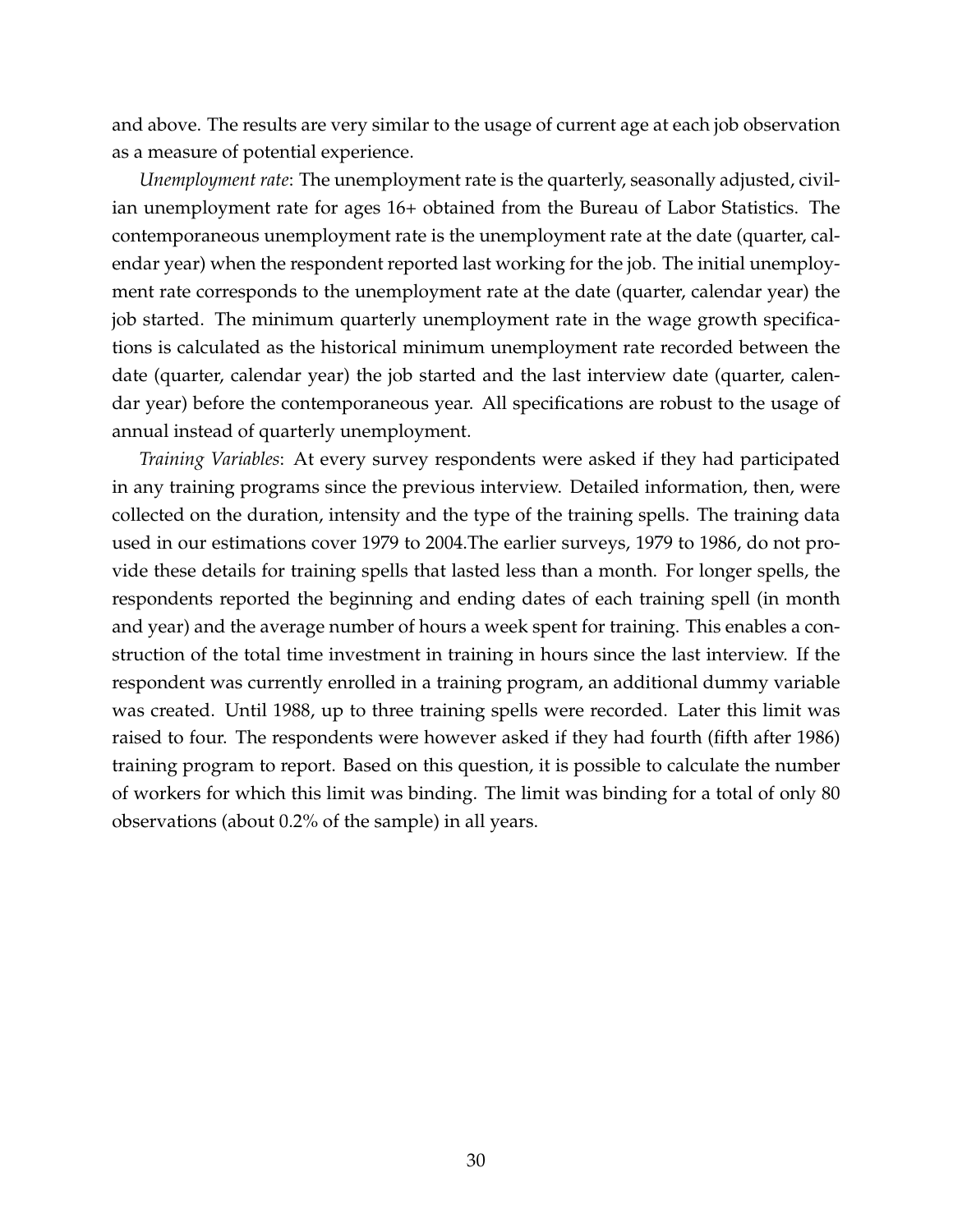and above. The results are very similar to the usage of current age at each job observation as a measure of potential experience.

*Unemployment rate*: The unemployment rate is the quarterly, seasonally adjusted, civilian unemployment rate for ages 16+ obtained from the Bureau of Labor Statistics. The contemporaneous unemployment rate is the unemployment rate at the date (quarter, calendar year) when the respondent reported last working for the job. The initial unemployment rate corresponds to the unemployment rate at the date (quarter, calendar year) the job started. The minimum quarterly unemployment rate in the wage growth specifications is calculated as the historical minimum unemployment rate recorded between the date (quarter, calendar year) the job started and the last interview date (quarter, calendar year) before the contemporaneous year. All specifications are robust to the usage of annual instead of quarterly unemployment.

*Training Variables*: At every survey respondents were asked if they had participated in any training programs since the previous interview. Detailed information, then, were collected on the duration, intensity and the type of the training spells. The training data used in our estimations cover 1979 to 2004.The earlier surveys, 1979 to 1986, do not provide these details for training spells that lasted less than a month. For longer spells, the respondents reported the beginning and ending dates of each training spell (in month and year) and the average number of hours a week spent for training. This enables a construction of the total time investment in training in hours since the last interview. If the respondent was currently enrolled in a training program, an additional dummy variable was created. Until 1988, up to three training spells were recorded. Later this limit was raised to four. The respondents were however asked if they had fourth (fifth after 1986) training program to report. Based on this question, it is possible to calculate the number of workers for which this limit was binding. The limit was binding for a total of only 80 observations (about 0.2% of the sample) in all years.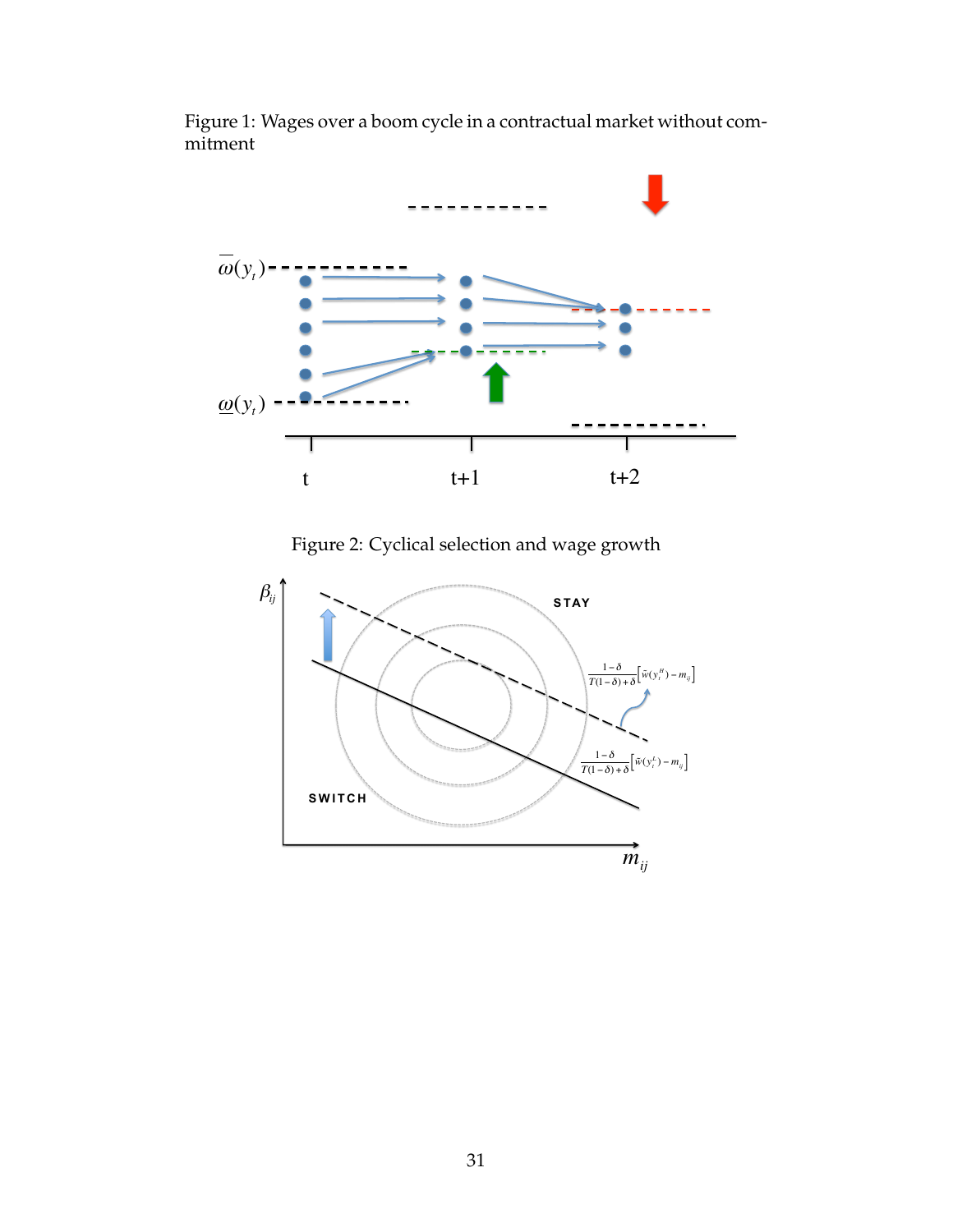Figure 1: Wages over a boom cycle in a contractual market without commitment

Figure 2: Cyclical selection and wage growth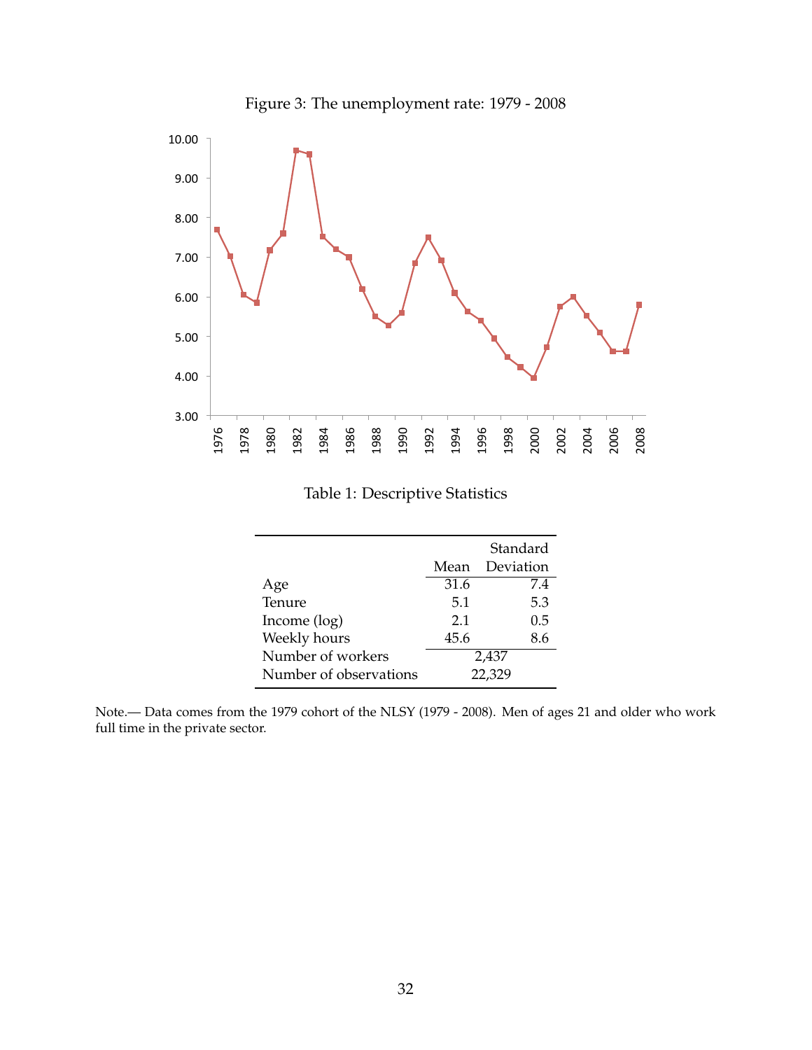Figure 3: The unemployment rate: 1979 - 2008

Table 1: Descriptive Statistics

| | Mean | Standard Deviation |
|---|---|---|
| Age | 31.6 | 7.4 |
| Tenure | 5.1 | 5.3 |
| Income (log) | 2.1 | 0.5 |
| Weekly hours | 45.6 | 8.6 |
| Number of workers | 2,437 | |
| Number of observations | 22,329 | |

Note.— Data comes from the 1979 cohort of the NLSY (1979 - 2008). Men of ages 21 and older who work full time in the private sector.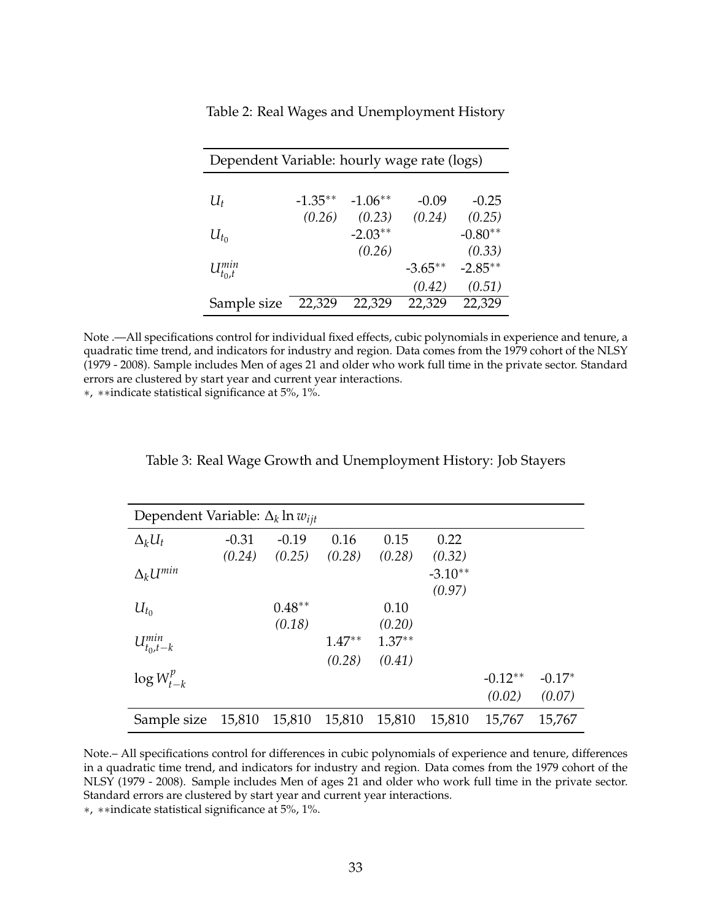Table 2: Real Wages and Unemployment History

| Dependent Variable: hourly wage rate (logs) | | | | |
|---|---|---|---|---|
| $U_t$ | -1.35** | -1.06** | -0.09 | -0.25 |
| | *(0.26)* | *(0.23)* | *(0.24)* | *(0.25)* |
| $U_{t_0}$ | | -2.03** | | -0.80** |
| | | *(0.26)* | | *(0.33)* |
| $U_{t_0,t}^{min}$ | | | -3.65** | -2.85** |
| | | | *(0.42)* | *(0.51)* |
| Sample size | 22,329 | 22,329 | 22,329 | 22,329 |

Note .—All specifications control for individual fixed effects, cubic polynomials in experience and tenure, a quadratic time trend, and indicators for industry and region. Data comes from the 1979 cohort of the NLSY (1979 - 2008). Sample includes Men of ages 21 and older who work full time in the private sector. Standard errors are clustered by start year and current year interactions.
*, **indicate statistical significance at 5%, 1%.

Table 3: Real Wage Growth and Unemployment History: Job Stayers

| Dependent Variable: $\Delta_k \ln w_{ijt}$ | | | | | | | |
|---|---|---|---|---|---|---|---|
| $\Delta_k U_t$ | -0.31 | -0.19 | 0.16 | 0.15 | 0.22 | | |
| | *(0.24)* | *(0.25)* | *(0.28)* | *(0.28)* | *(0.32)* | | |
| $\Delta_k U^{min}$ | | | | | -3.10** | | |
| | | | | | *(0.97)* | | |
| $U_{t_0}$ | | 0.48** | | 0.10 | | | |
| | | *(0.18)* | | *(0.20)* | | | |
| $U_{t_0,t-k}^{min}$ | | | 1.47** | 1.37** | | | |
| | | | *(0.28)* | *(0.41)* | | | |
| $\log W_{t-k}^{p}$ | | | | | | -0.12** | -0.17* |
| | | | | | | *(0.02)* | *(0.07)* |
| Sample size | 15,810 | 15,810 | 15,810 | 15,810 | 15,810 | 15,767 | 15,767 |

Note.– All specifications control for differences in cubic polynomials of experience and tenure, differences in a quadratic time trend, and indicators for industry and region. Data comes from the 1979 cohort of the NLSY (1979 - 2008). Sample includes Men of ages 21 and older who work full time in the private sector. Standard errors are clustered by start year and current year interactions.
*, **indicate statistical significance at 5%, 1%.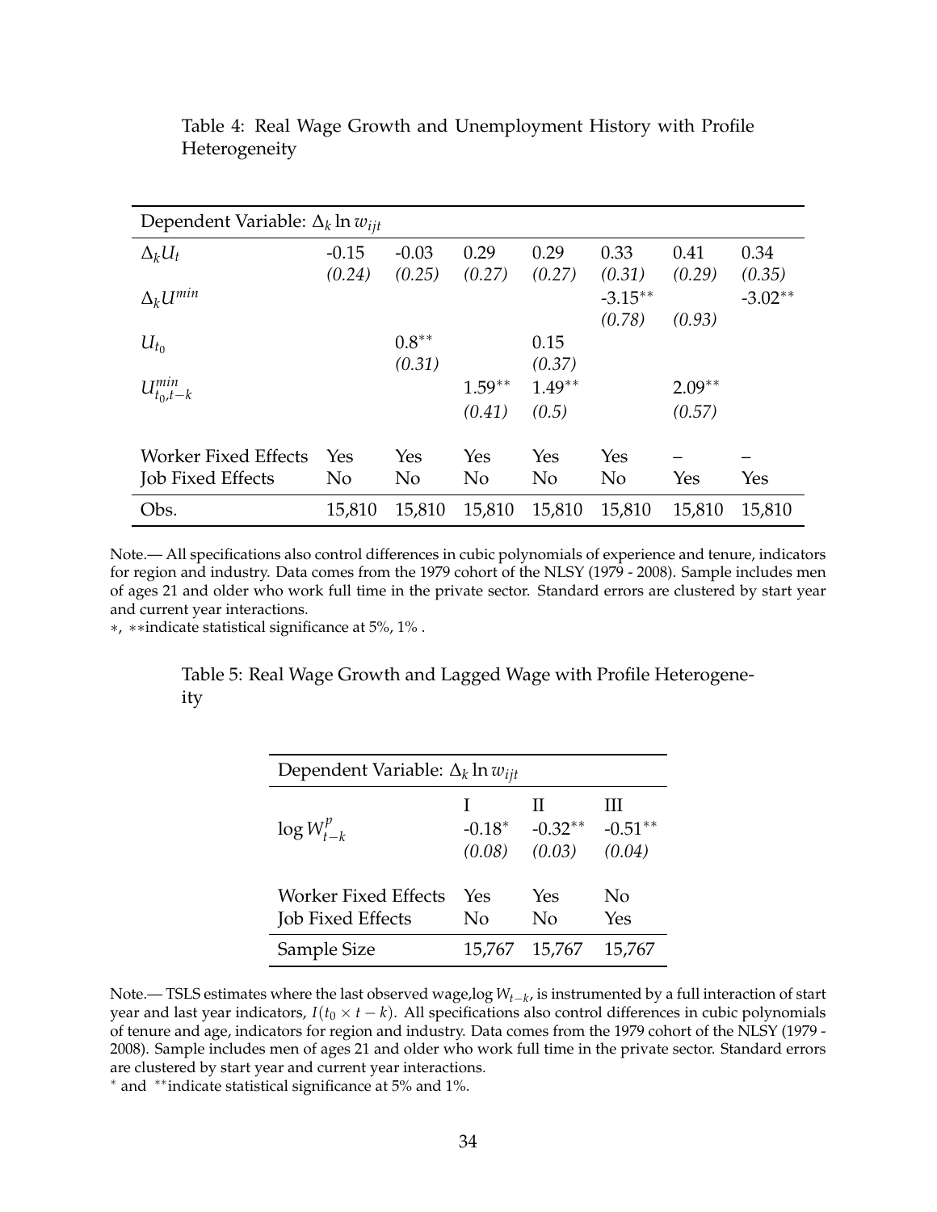Table 4: Real Wage Growth and Unemployment History with Profile Heterogeneity

| Dependent Variable: $\Delta_k \ln w_{ijt}$ | | | | | | | |
|---|---|---|---|---|---|---|---|
| $\Delta_k U_t$ | -0.15 | -0.03 | 0.29 | 0.29 | 0.33 | 0.41 | 0.34 |
| | *(0.24)* | *(0.25)* | *(0.27)* | *(0.27)* | *(0.31)* | *(0.29)* | *(0.35)* |
| $\Delta_k U^{min}$ | | | | | -3.15** | | -3.02** |
| | | | | | *(0.78)* | *(0.93)* | |
| $U_{t_0}$ | | 0.8** | | 0.15 | | | |
| | | *(0.31)* | | *(0.37)* | | | |
| $U^{min}_{t_0,t-k}$ | | | 1.59** | 1.49** | | 2.09** | |
| | | | *(0.41)* | *(0.5)* | | *(0.57)* | |
| Worker Fixed Effects | Yes | Yes | Yes | Yes | Yes | – | – |
| Job Fixed Effects | No | No | No | No | No | Yes | Yes |
| Obs. | 15,810 | 15,810 | 15,810 | 15,810 | 15,810 | 15,810 | 15,810 |

Note.— All specifications also control differences in cubic polynomials of experience and tenure, indicators for region and industry. Data comes from the 1979 cohort of the NLSY (1979 - 2008). Sample includes men of ages 21 and older who work full time in the private sector. Standard errors are clustered by start year and current year interactions.
*, **indicate statistical significance at 5%, 1% .

Table 5: Real Wage Growth and Lagged Wage with Profile Heterogeneity

| Dependent Variable: $\Delta_k \ln w_{ijt}$ | | | |
|---|---|---|---|
| | I | II | III |
| $\log W^p_{t-k}$ | -0.18* | -0.32** | -0.51** |
| | *(0.08)* | *(0.03)* | *(0.04)* |
| Worker Fixed Effects | Yes | Yes | No |
| Job Fixed Effects | No | No | Yes |
| Sample Size | 15,767 | 15,767 | 15,767 |

Note.— TSLS estimates where the last observed wage,log $W_{t-k}$, is instrumented by a full interaction of start year and last year indicators, $I(t_0 \times t-k)$. All specifications also control differences in cubic polynomials of tenure and age, indicators for region and industry. Data comes from the 1979 cohort of the NLSY (1979 - 2008). Sample includes men of ages 21 and older who work full time in the private sector. Standard errors are clustered by start year and current year interactions.
* and **indicate statistical significance at 5% and 1%.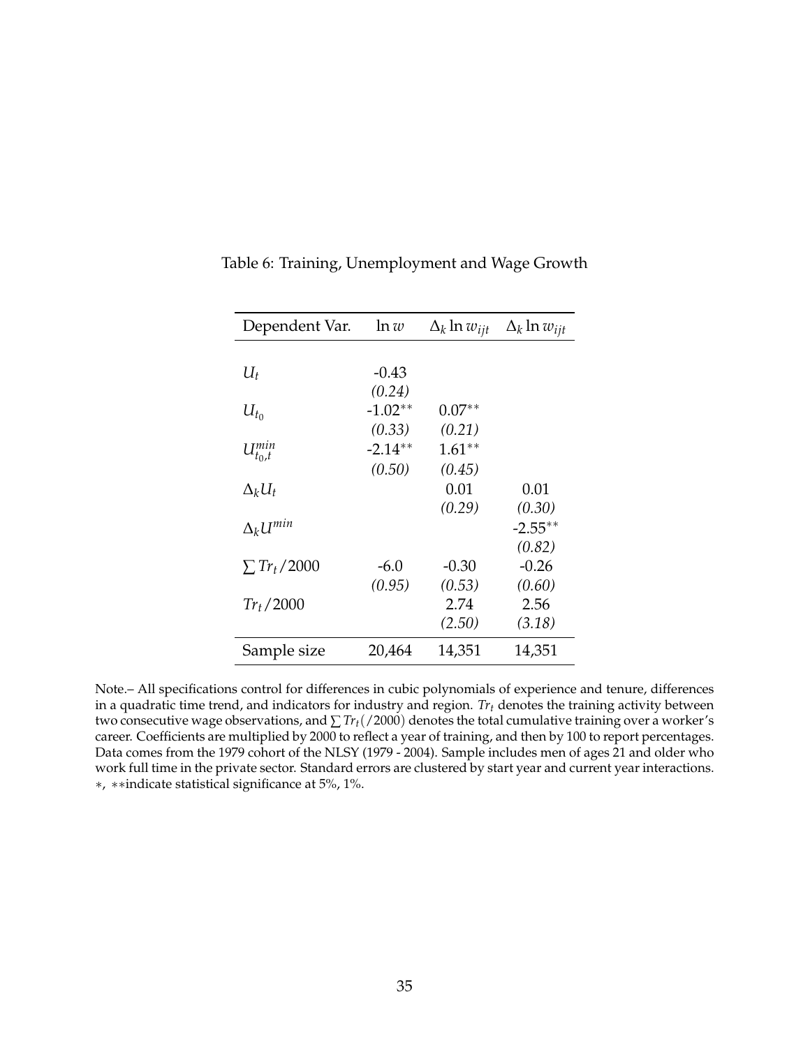Table 6: Training, Unemployment and Wage Growth

| Dependent Var. | $\ln w$ | $\Delta_k \ln w_{ijt}$ | $\Delta_k \ln w_{ijt}$ |
|---|---|---|---|
| $U_t$ | -0.43 | | |
| | *(0.24)* | | |
| $U_{t_0}$ | -1.02** | 0.07** | |
| | *(0.33)* | *(0.21)* | |
| $U^{min}_{t_0,t}$ | -2.14** | 1.61** | |
| | *(0.50)* | *(0.45)* | |
| $\Delta_k U_t$ | | 0.01 | 0.01 |
| | | *(0.29)* | *(0.30)* |
| $\Delta_k U^{min}$ | | | -2.55** |
| | | | *(0.82)* |
| $\sum Tr_t/2000$ | -6.0 | -0.30 | -0.26 |
| | *(0.95)* | *(0.53)* | *(0.60)* |
| $Tr_t/2000$ | | 2.74 | 2.56 |
| | | *(2.50)* | *(3.18)* |
| Sample size | 20,464 | 14,351 | 14,351 |

Note.– All specifications control for differences in cubic polynomials of experience and tenure, differences in a quadratic time trend, and indicators for industry and region. $Tr_t$ denotes the training activity between two consecutive wage observations, and $\sum Tr_t(/2000)$ denotes the total cumulative training over a worker's career. Coefficients are multiplied by 2000 to reflect a year of training, and then by 100 to report percentages. Data comes from the 1979 cohort of the NLSY (1979 - 2004). Sample includes men of ages 21 and older who work full time in the private sector. Standard errors are clustered by start year and current year interactions. $*$, $**$indicate statistical significance at 5%, 1%.